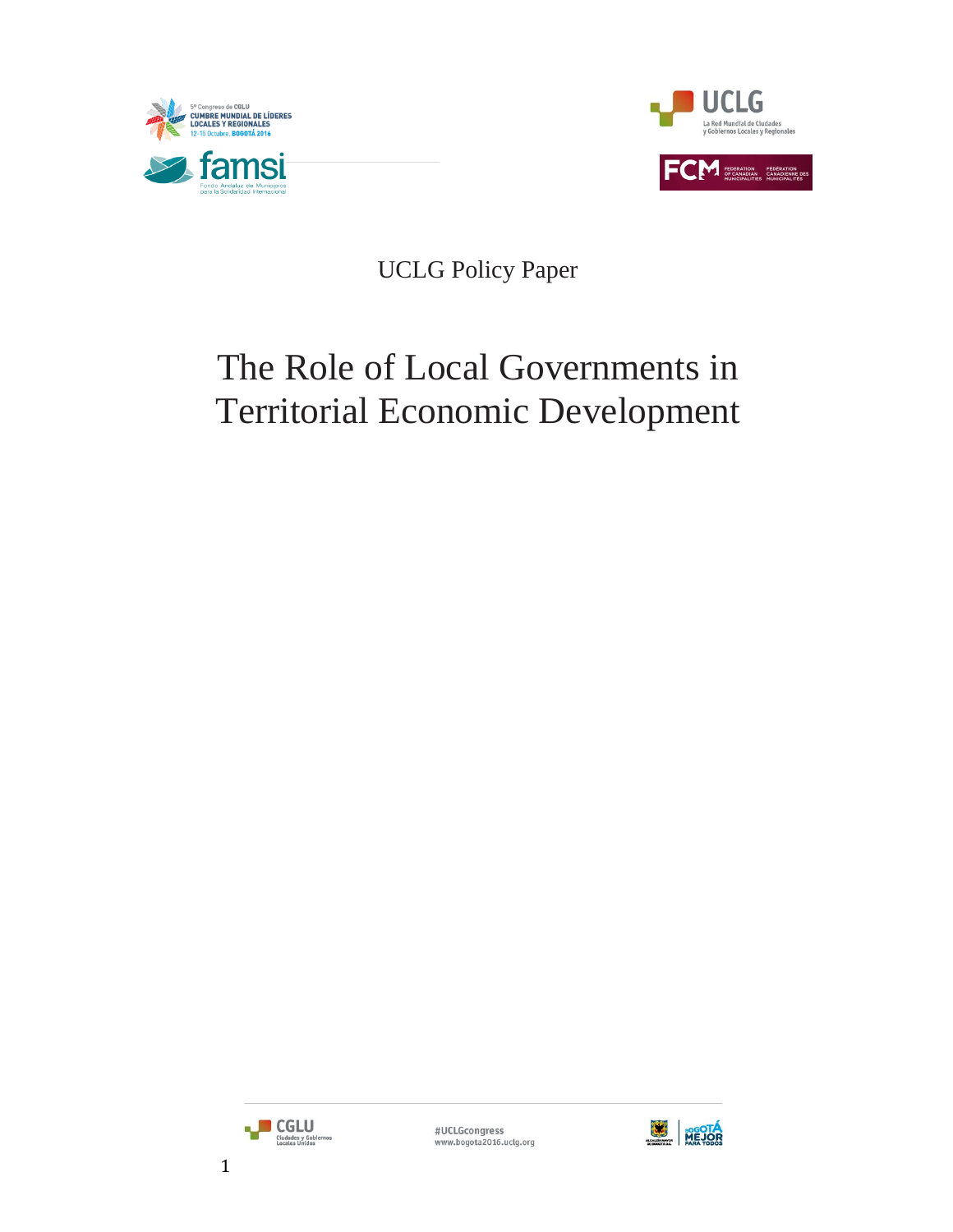UCLG Policy Paper

# The Role of Local Governments in Territorial Economic Development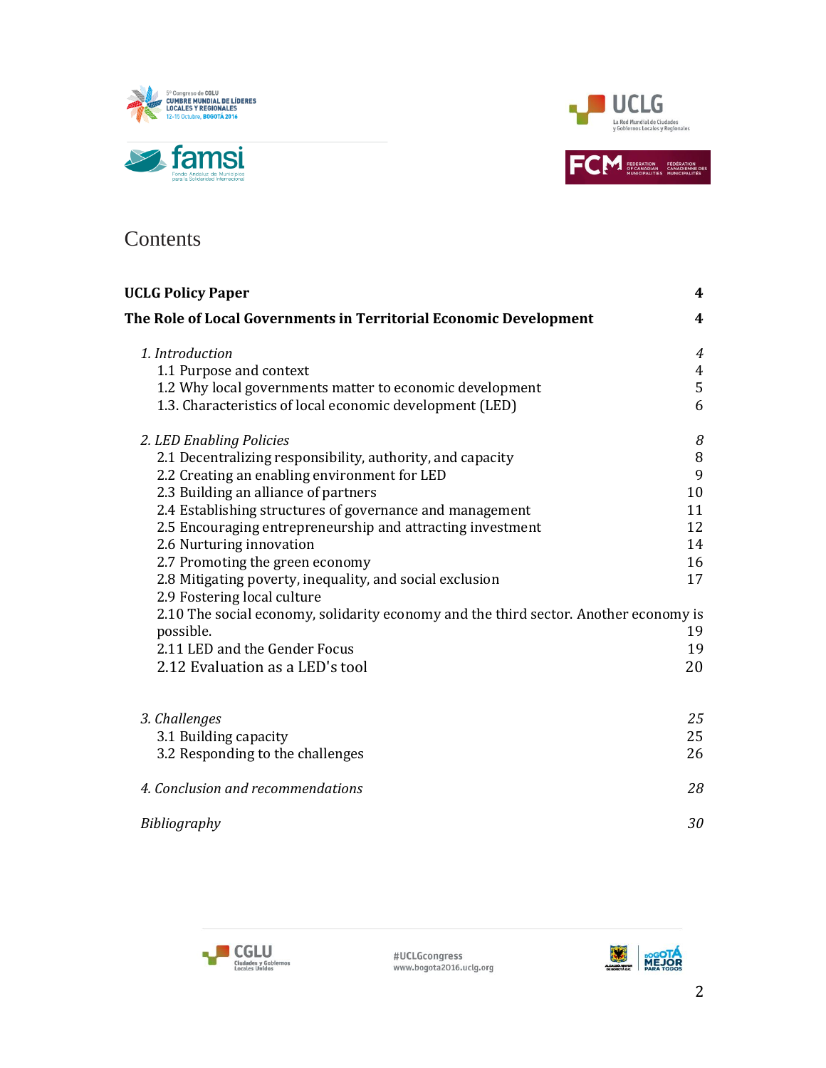# Contents

| | |
|---|---|
| **UCLG Policy Paper** | **4** |
| **The Role of Local Governments in Territorial Economic Development** | **4** |
| *1. Introduction* | *4* |
| 1.1 Purpose and context | 4 |
| 1.2 Why local governments matter to economic development | 5 |
| 1.3. Characteristics of local economic development (LED) | 6 |
| *2. LED Enabling Policies* | *8* |
| 2.1 Decentralizing responsibility, authority, and capacity | 8 |
| 2.2 Creating an enabling environment for LED | 9 |
| 2.3 Building an alliance of partners | 10 |
| 2.4 Establishing structures of governance and management | 11 |
| 2.5 Encouraging entrepreneurship and attracting investment | 12 |
| 2.6 Nurturing innovation | 14 |
| 2.7 Promoting the green economy | 16 |
| 2.8 Mitigating poverty, inequality, and social exclusion | 17 |
| 2.9 Fostering local culture | |
| 2.10 The social economy, solidarity economy and the third sector. Another economy is possible. | 19 |
| 2.11 LED and the Gender Focus | 19 |
| 2.12 Evaluation as a LED's tool | 20 |
| *3. Challenges* | *25* |
| 3.1 Building capacity | 25 |
| 3.2 Responding to the challenges | 26 |
| *4. Conclusion and recommendations* | *28* |
| *Bibliography* | *30* |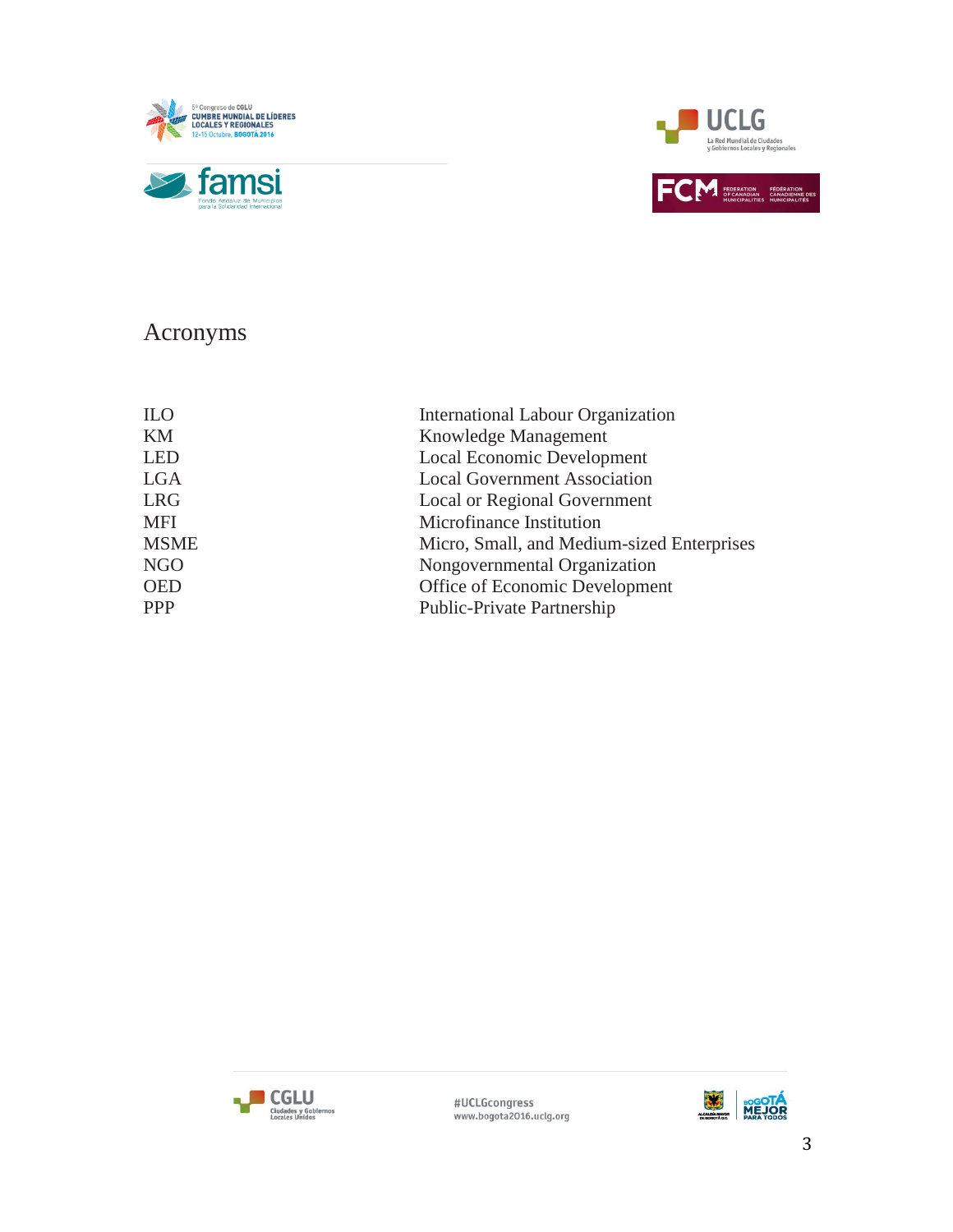# Acronyms

| | |
|---|---|
| ILO | International Labour Organization |
| KM | Knowledge Management |
| LED | Local Economic Development |
| LGA | Local Government Association |
| LRG | Local or Regional Government |
| MFI | Microfinance Institution |
| MSME | Micro, Small, and Medium-sized Enterprises |
| NGO | Nongovernmental Organization |
| OED | Office of Economic Development |
| PPP | Public-Private Partnership |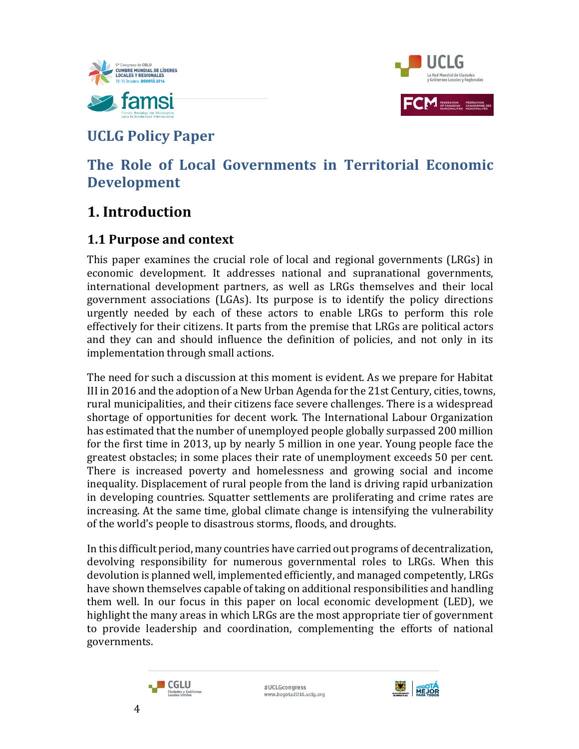## UCLG Policy Paper

## The Role of Local Governments in Territorial Economic Development

# 1. Introduction

## 1.1 Purpose and context

This paper examines the crucial role of local and regional governments (LRGs) in economic development. It addresses national and supranational governments, international development partners, as well as LRGs themselves and their local government associations (LGAs). Its purpose is to identify the policy directions urgently needed by each of these actors to enable LRGs to perform this role effectively for their citizens. It parts from the premise that LRGs are political actors and they can and should influence the definition of policies, and not only in its implementation through small actions.

The need for such a discussion at this moment is evident. As we prepare for Habitat III in 2016 and the adoption of a New Urban Agenda for the 21st Century, cities, towns, rural municipalities, and their citizens face severe challenges. There is a widespread shortage of opportunities for decent work. The International Labour Organization has estimated that the number of unemployed people globally surpassed 200 million for the first time in 2013, up by nearly 5 million in one year. Young people face the greatest obstacles; in some places their rate of unemployment exceeds 50 per cent. There is increased poverty and homelessness and growing social and income inequality. Displacement of rural people from the land is driving rapid urbanization in developing countries. Squatter settlements are proliferating and crime rates are increasing. At the same time, global climate change is intensifying the vulnerability of the world's people to disastrous storms, floods, and droughts.

In this difficult period, many countries have carried out programs of decentralization, devolving responsibility for numerous governmental roles to LRGs. When this devolution is planned well, implemented efficiently, and managed competently, LRGs have shown themselves capable of taking on additional responsibilities and handling them well. In our focus in this paper on local economic development (LED), we highlight the many areas in which LRGs are the most appropriate tier of government to provide leadership and coordination, complementing the efforts of national governments.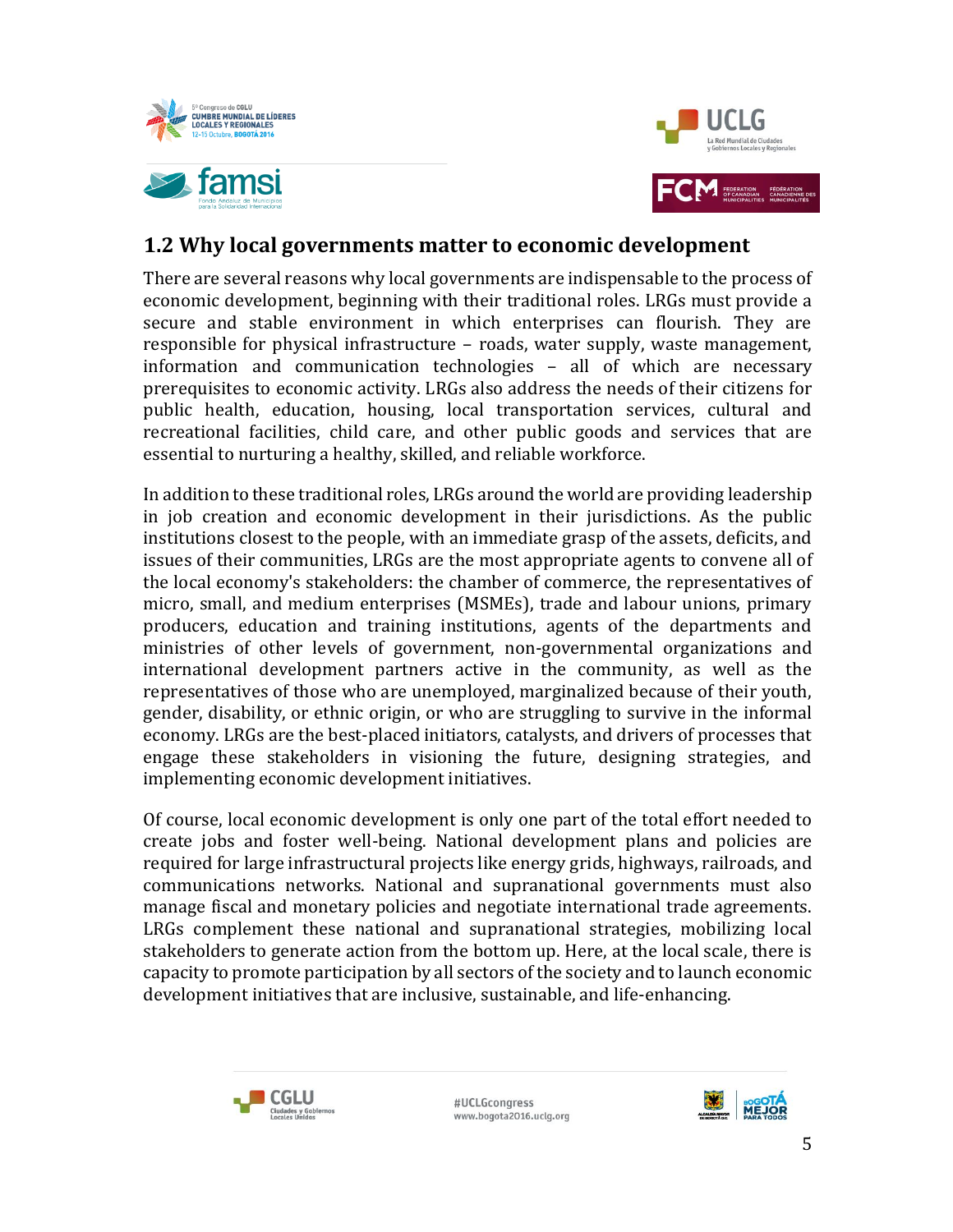## 1.2 Why local governments matter to economic development

There are several reasons why local governments are indispensable to the process of economic development, beginning with their traditional roles. LRGs must provide a secure and stable environment in which enterprises can flourish. They are responsible for physical infrastructure – roads, water supply, waste management, information and communication technologies – all of which are necessary prerequisites to economic activity. LRGs also address the needs of their citizens for public health, education, housing, local transportation services, cultural and recreational facilities, child care, and other public goods and services that are essential to nurturing a healthy, skilled, and reliable workforce.

In addition to these traditional roles, LRGs around the world are providing leadership in job creation and economic development in their jurisdictions. As the public institutions closest to the people, with an immediate grasp of the assets, deficits, and issues of their communities, LRGs are the most appropriate agents to convene all of the local economy's stakeholders: the chamber of commerce, the representatives of micro, small, and medium enterprises (MSMEs), trade and labour unions, primary producers, education and training institutions, agents of the departments and ministries of other levels of government, non-governmental organizations and international development partners active in the community, as well as the representatives of those who are unemployed, marginalized because of their youth, gender, disability, or ethnic origin, or who are struggling to survive in the informal economy. LRGs are the best-placed initiators, catalysts, and drivers of processes that engage these stakeholders in visioning the future, designing strategies, and implementing economic development initiatives.

Of course, local economic development is only one part of the total effort needed to create jobs and foster well-being. National development plans and policies are required for large infrastructural projects like energy grids, highways, railroads, and communications networks. National and supranational governments must also manage fiscal and monetary policies and negotiate international trade agreements. LRGs complement these national and supranational strategies, mobilizing local stakeholders to generate action from the bottom up. Here, at the local scale, there is capacity to promote participation by all sectors of the society and to launch economic development initiatives that are inclusive, sustainable, and life-enhancing.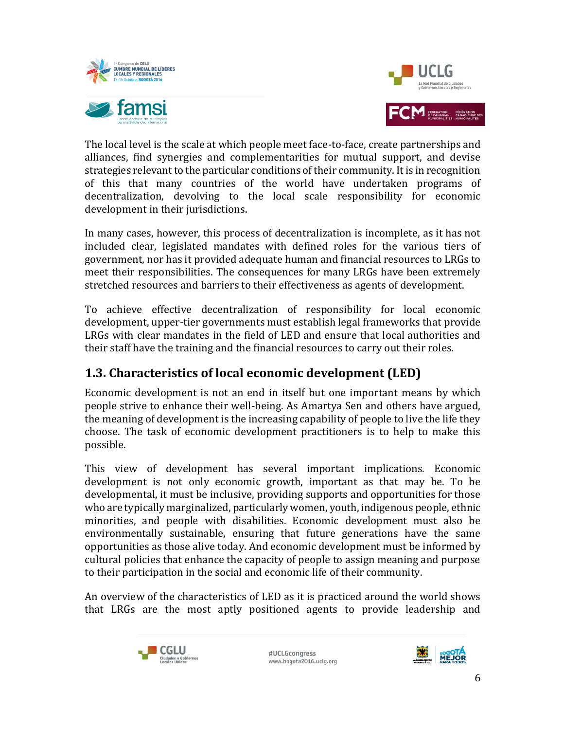The local level is the scale at which people meet face-to-face, create partnerships and alliances, find synergies and complementarities for mutual support, and devise strategies relevant to the particular conditions of their community. It is in recognition of this that many countries of the world have undertaken programs of decentralization, devolving to the local scale responsibility for economic development in their jurisdictions.

In many cases, however, this process of decentralization is incomplete, as it has not included clear, legislated mandates with defined roles for the various tiers of government, nor has it provided adequate human and financial resources to LRGs to meet their responsibilities. The consequences for many LRGs have been extremely stretched resources and barriers to their effectiveness as agents of development.

To achieve effective decentralization of responsibility for local economic development, upper-tier governments must establish legal frameworks that provide LRGs with clear mandates in the field of LED and ensure that local authorities and their staff have the training and the financial resources to carry out their roles.

## 1.3. Characteristics of local economic development (LED)

Economic development is not an end in itself but one important means by which people strive to enhance their well-being. As Amartya Sen and others have argued, the meaning of development is the increasing capability of people to live the life they choose. The task of economic development practitioners is to help to make this possible.

This view of development has several important implications. Economic development is not only economic growth, important as that may be. To be developmental, it must be inclusive, providing supports and opportunities for those who are typically marginalized, particularly women, youth, indigenous people, ethnic minorities, and people with disabilities. Economic development must also be environmentally sustainable, ensuring that future generations have the same opportunities as those alive today. And economic development must be informed by cultural policies that enhance the capacity of people to assign meaning and purpose to their participation in the social and economic life of their community.

An overview of the characteristics of LED as it is practiced around the world shows that LRGs are the most aptly positioned agents to provide leadership and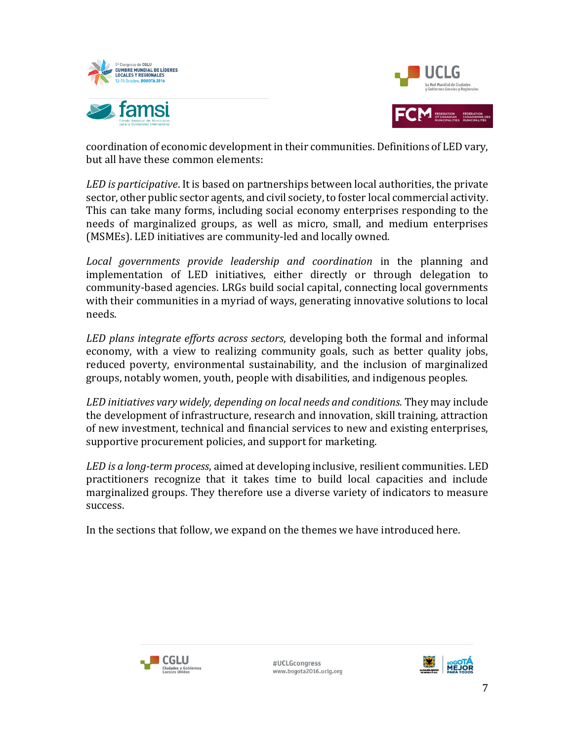coordination of economic development in their communities. Definitions of LED vary, but all have these common elements:

*LED is participative*. It is based on partnerships between local authorities, the private sector, other public sector agents, and civil society, to foster local commercial activity. This can take many forms, including social economy enterprises responding to the needs of marginalized groups, as well as micro, small, and medium enterprises (MSMEs). LED initiatives are community-led and locally owned.

*Local governments provide leadership and coordination* in the planning and implementation of LED initiatives, either directly or through delegation to community-based agencies. LRGs build social capital, connecting local governments with their communities in a myriad of ways, generating innovative solutions to local needs.

*LED plans integrate efforts across sectors*, developing both the formal and informal economy, with a view to realizing community goals, such as better quality jobs, reduced poverty, environmental sustainability, and the inclusion of marginalized groups, notably women, youth, people with disabilities, and indigenous peoples.

*LED initiatives vary widely, depending on local needs and conditions.* They may include the development of infrastructure, research and innovation, skill training, attraction of new investment, technical and financial services to new and existing enterprises, supportive procurement policies, and support for marketing.

*LED is a long-term process*, aimed at developing inclusive, resilient communities. LED practitioners recognize that it takes time to build local capacities and include marginalized groups. They therefore use a diverse variety of indicators to measure success.

In the sections that follow, we expand on the themes we have introduced here.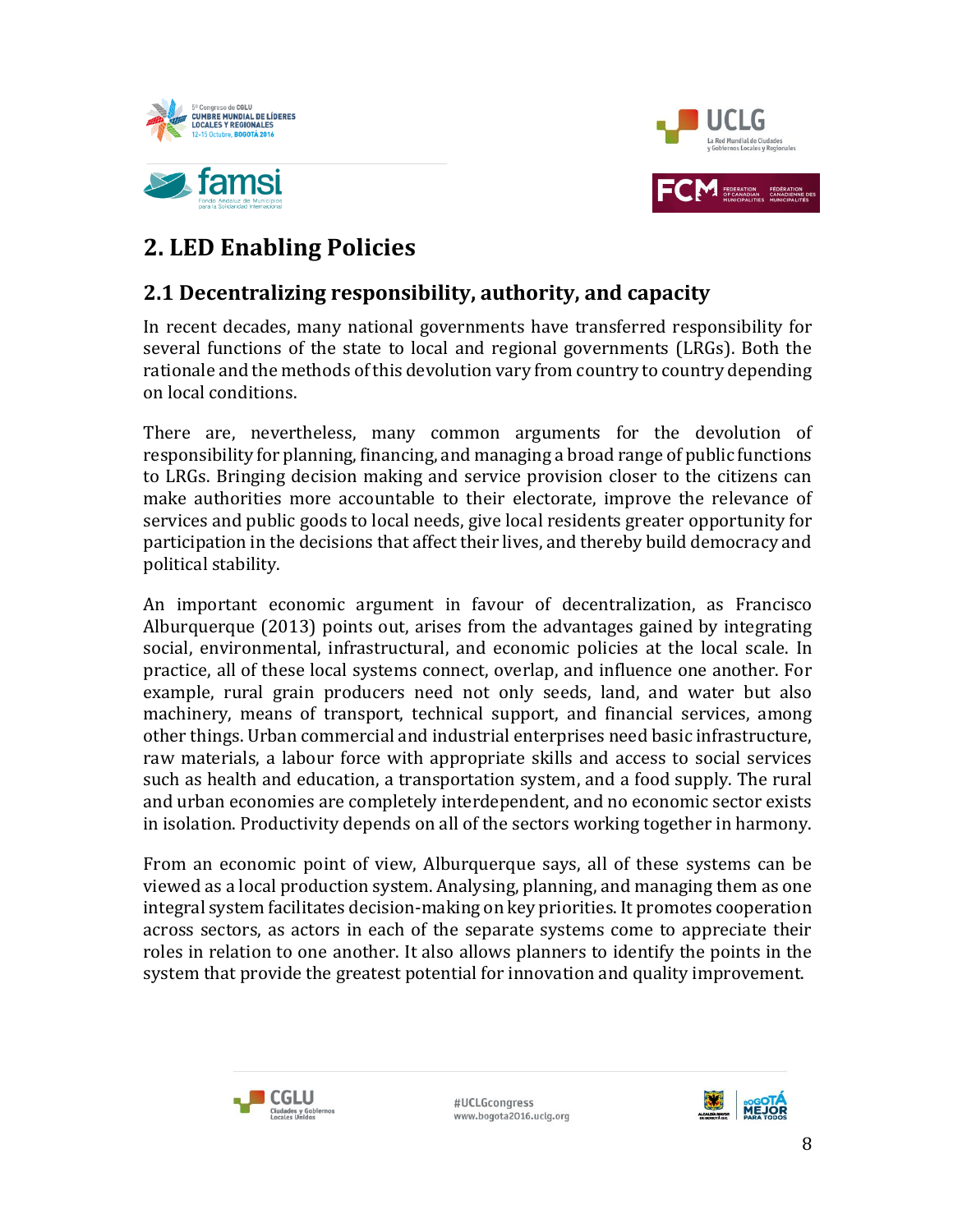## 2. LED Enabling Policies

### 2.1 Decentralizing responsibility, authority, and capacity

In recent decades, many national governments have transferred responsibility for several functions of the state to local and regional governments (LRGs). Both the rationale and the methods of this devolution vary from country to country depending on local conditions.

There are, nevertheless, many common arguments for the devolution of responsibility for planning, financing, and managing a broad range of public functions to LRGs. Bringing decision making and service provision closer to the citizens can make authorities more accountable to their electorate, improve the relevance of services and public goods to local needs, give local residents greater opportunity for participation in the decisions that affect their lives, and thereby build democracy and political stability.

An important economic argument in favour of decentralization, as Francisco Alburquerque (2013) points out, arises from the advantages gained by integrating social, environmental, infrastructural, and economic policies at the local scale. In practice, all of these local systems connect, overlap, and influence one another. For example, rural grain producers need not only seeds, land, and water but also machinery, means of transport, technical support, and financial services, among other things. Urban commercial and industrial enterprises need basic infrastructure, raw materials, a labour force with appropriate skills and access to social services such as health and education, a transportation system, and a food supply. The rural and urban economies are completely interdependent, and no economic sector exists in isolation. Productivity depends on all of the sectors working together in harmony.

From an economic point of view, Alburquerque says, all of these systems can be viewed as a local production system. Analysing, planning, and managing them as one integral system facilitates decision-making on key priorities. It promotes cooperation across sectors, as actors in each of the separate systems come to appreciate their roles in relation to one another. It also allows planners to identify the points in the system that provide the greatest potential for innovation and quality improvement.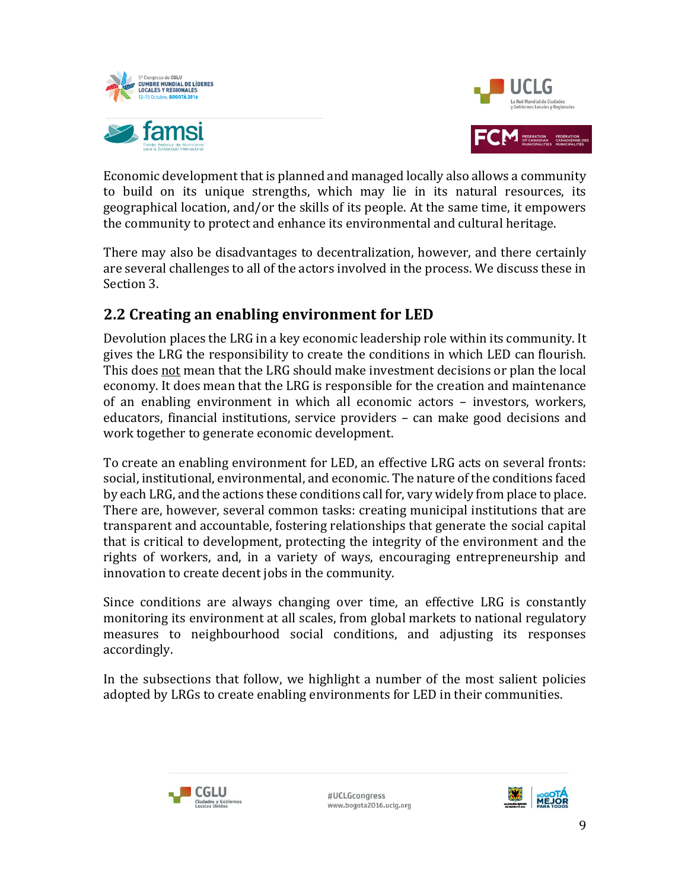Economic development that is planned and managed locally also allows a community to build on its unique strengths, which may lie in its natural resources, its geographical location, and/or the skills of its people. At the same time, it empowers the community to protect and enhance its environmental and cultural heritage.

There may also be disadvantages to decentralization, however, and there certainly are several challenges to all of the actors involved in the process. We discuss these in Section 3.

## 2.2 Creating an enabling environment for LED

Devolution places the LRG in a key economic leadership role within its community. It gives the LRG the responsibility to create the conditions in which LED can flourish. This does not mean that the LRG should make investment decisions or plan the local economy. It does mean that the LRG is responsible for the creation and maintenance of an enabling environment in which all economic actors – investors, workers, educators, financial institutions, service providers – can make good decisions and work together to generate economic development.

To create an enabling environment for LED, an effective LRG acts on several fronts: social, institutional, environmental, and economic. The nature of the conditions faced by each LRG, and the actions these conditions call for, vary widely from place to place. There are, however, several common tasks: creating municipal institutions that are transparent and accountable, fostering relationships that generate the social capital that is critical to development, protecting the integrity of the environment and the rights of workers, and, in a variety of ways, encouraging entrepreneurship and innovation to create decent jobs in the community.

Since conditions are always changing over time, an effective LRG is constantly monitoring its environment at all scales, from global markets to national regulatory measures to neighbourhood social conditions, and adjusting its responses accordingly.

In the subsections that follow, we highlight a number of the most salient policies adopted by LRGs to create enabling environments for LED in their communities.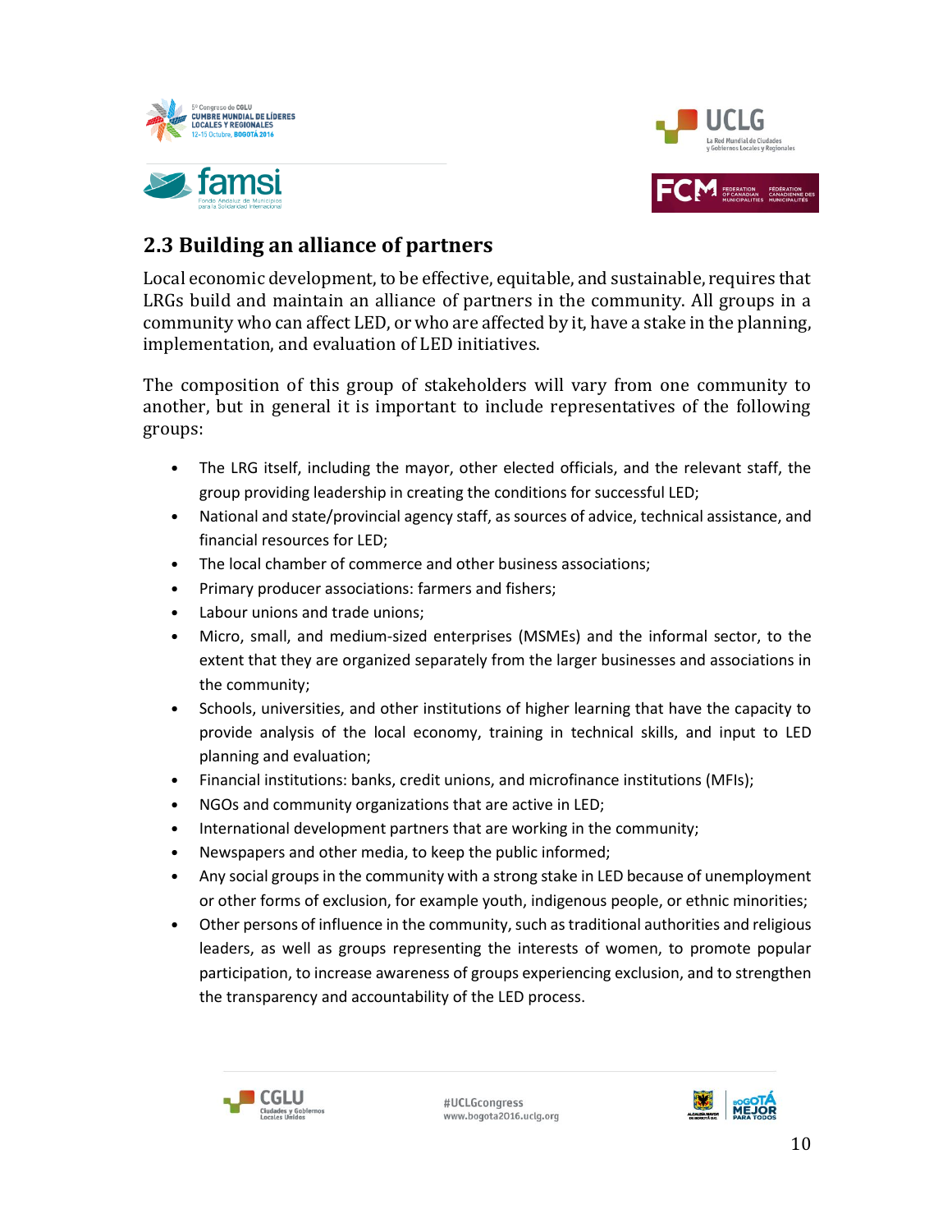## 2.3 Building an alliance of partners

Local economic development, to be effective, equitable, and sustainable, requires that LRGs build and maintain an alliance of partners in the community. All groups in a community who can affect LED, or who are affected by it, have a stake in the planning, implementation, and evaluation of LED initiatives.

The composition of this group of stakeholders will vary from one community to another, but in general it is important to include representatives of the following groups:

- The LRG itself, including the mayor, other elected officials, and the relevant staff, the group providing leadership in creating the conditions for successful LED;
- National and state/provincial agency staff, as sources of advice, technical assistance, and financial resources for LED;
- The local chamber of commerce and other business associations;
- Primary producer associations: farmers and fishers;
- Labour unions and trade unions;
- Micro, small, and medium-sized enterprises (MSMEs) and the informal sector, to the extent that they are organized separately from the larger businesses and associations in the community;
- Schools, universities, and other institutions of higher learning that have the capacity to provide analysis of the local economy, training in technical skills, and input to LED planning and evaluation;
- Financial institutions: banks, credit unions, and microfinance institutions (MFIs);
- NGOs and community organizations that are active in LED;
- International development partners that are working in the community;
- Newspapers and other media, to keep the public informed;
- Any social groups in the community with a strong stake in LED because of unemployment or other forms of exclusion, for example youth, indigenous people, or ethnic minorities;
- Other persons of influence in the community, such as traditional authorities and religious leaders, as well as groups representing the interests of women, to promote popular participation, to increase awareness of groups experiencing exclusion, and to strengthen the transparency and accountability of the LED process.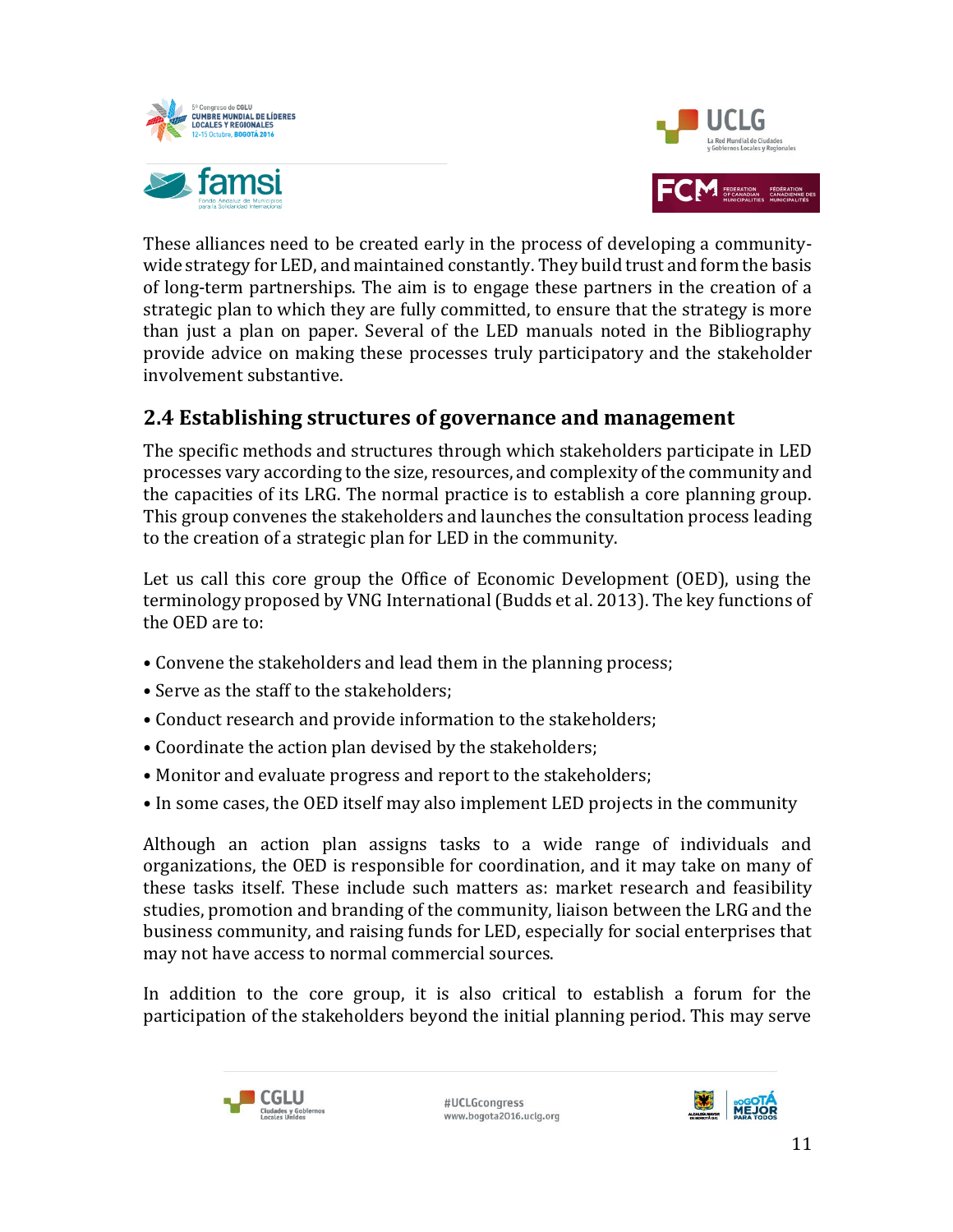These alliances need to be created early in the process of developing a community-wide strategy for LED, and maintained constantly. They build trust and form the basis of long-term partnerships. The aim is to engage these partners in the creation of a strategic plan to which they are fully committed, to ensure that the strategy is more than just a plan on paper. Several of the LED manuals noted in the Bibliography provide advice on making these processes truly participatory and the stakeholder involvement substantive.

## 2.4 Establishing structures of governance and management

The specific methods and structures through which stakeholders participate in LED processes vary according to the size, resources, and complexity of the community and the capacities of its LRG. The normal practice is to establish a core planning group. This group convenes the stakeholders and launches the consultation process leading to the creation of a strategic plan for LED in the community.

Let us call this core group the Office of Economic Development (OED), using the terminology proposed by VNG International (Budds et al. 2013). The key functions of the OED are to:

- Convene the stakeholders and lead them in the planning process;
- Serve as the staff to the stakeholders;
- Conduct research and provide information to the stakeholders;
- Coordinate the action plan devised by the stakeholders;
- Monitor and evaluate progress and report to the stakeholders;
- In some cases, the OED itself may also implement LED projects in the community

Although an action plan assigns tasks to a wide range of individuals and organizations, the OED is responsible for coordination, and it may take on many of these tasks itself. These include such matters as: market research and feasibility studies, promotion and branding of the community, liaison between the LRG and the business community, and raising funds for LED, especially for social enterprises that may not have access to normal commercial sources.

In addition to the core group, it is also critical to establish a forum for the participation of the stakeholders beyond the initial planning period. This may serve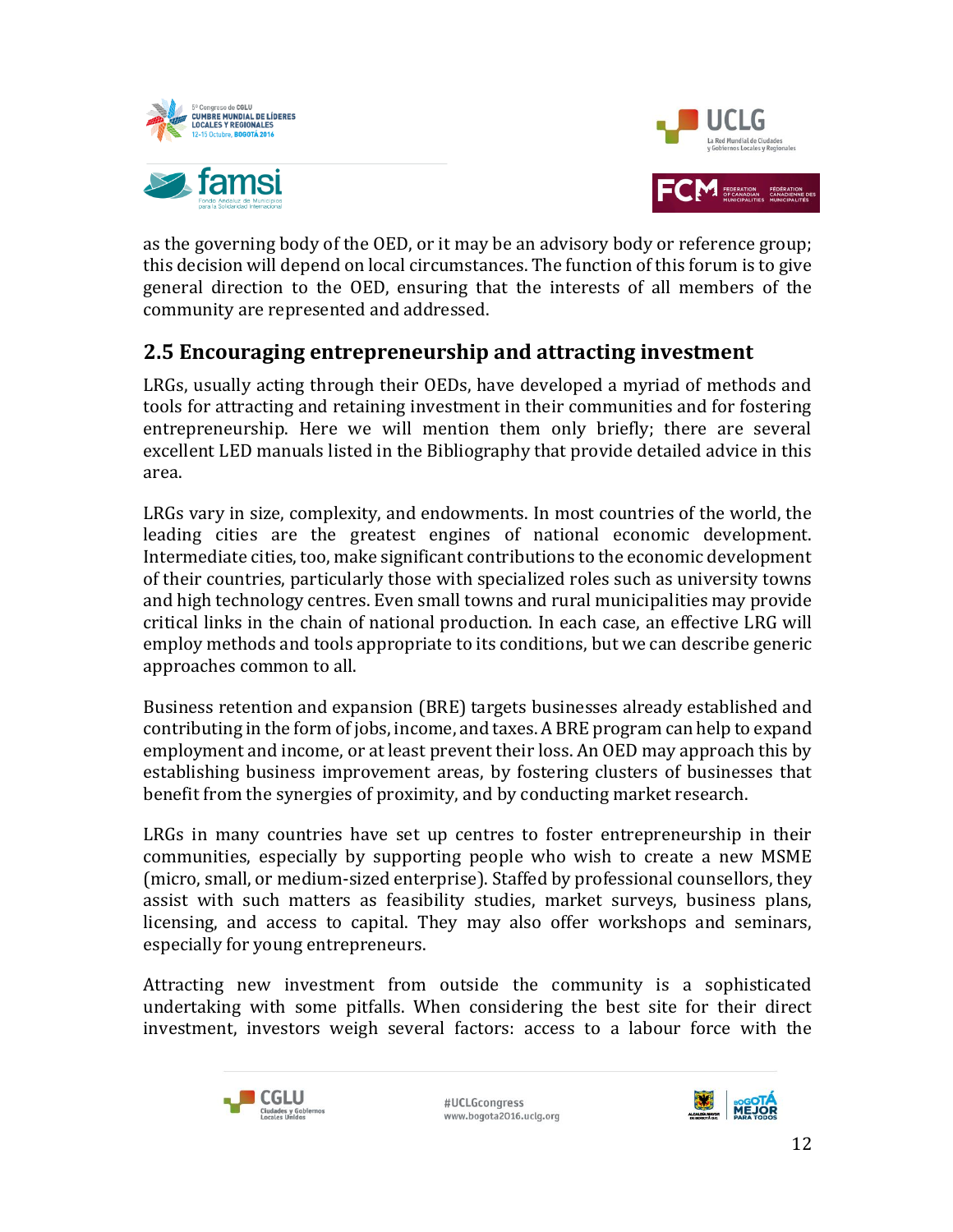as the governing body of the OED, or it may be an advisory body or reference group; this decision will depend on local circumstances. The function of this forum is to give general direction to the OED, ensuring that the interests of all members of the community are represented and addressed.

## 2.5 Encouraging entrepreneurship and attracting investment

LRGs, usually acting through their OEDs, have developed a myriad of methods and tools for attracting and retaining investment in their communities and for fostering entrepreneurship. Here we will mention them only briefly; there are several excellent LED manuals listed in the Bibliography that provide detailed advice in this area.

LRGs vary in size, complexity, and endowments. In most countries of the world, the leading cities are the greatest engines of national economic development. Intermediate cities, too, make significant contributions to the economic development of their countries, particularly those with specialized roles such as university towns and high technology centres. Even small towns and rural municipalities may provide critical links in the chain of national production. In each case, an effective LRG will employ methods and tools appropriate to its conditions, but we can describe generic approaches common to all.

Business retention and expansion (BRE) targets businesses already established and contributing in the form of jobs, income, and taxes. A BRE program can help to expand employment and income, or at least prevent their loss. An OED may approach this by establishing business improvement areas, by fostering clusters of businesses that benefit from the synergies of proximity, and by conducting market research.

LRGs in many countries have set up centres to foster entrepreneurship in their communities, especially by supporting people who wish to create a new MSME (micro, small, or medium-sized enterprise). Staffed by professional counsellors, they assist with such matters as feasibility studies, market surveys, business plans, licensing, and access to capital. They may also offer workshops and seminars, especially for young entrepreneurs.

Attracting new investment from outside the community is a sophisticated undertaking with some pitfalls. When considering the best site for their direct investment, investors weigh several factors: access to a labour force with the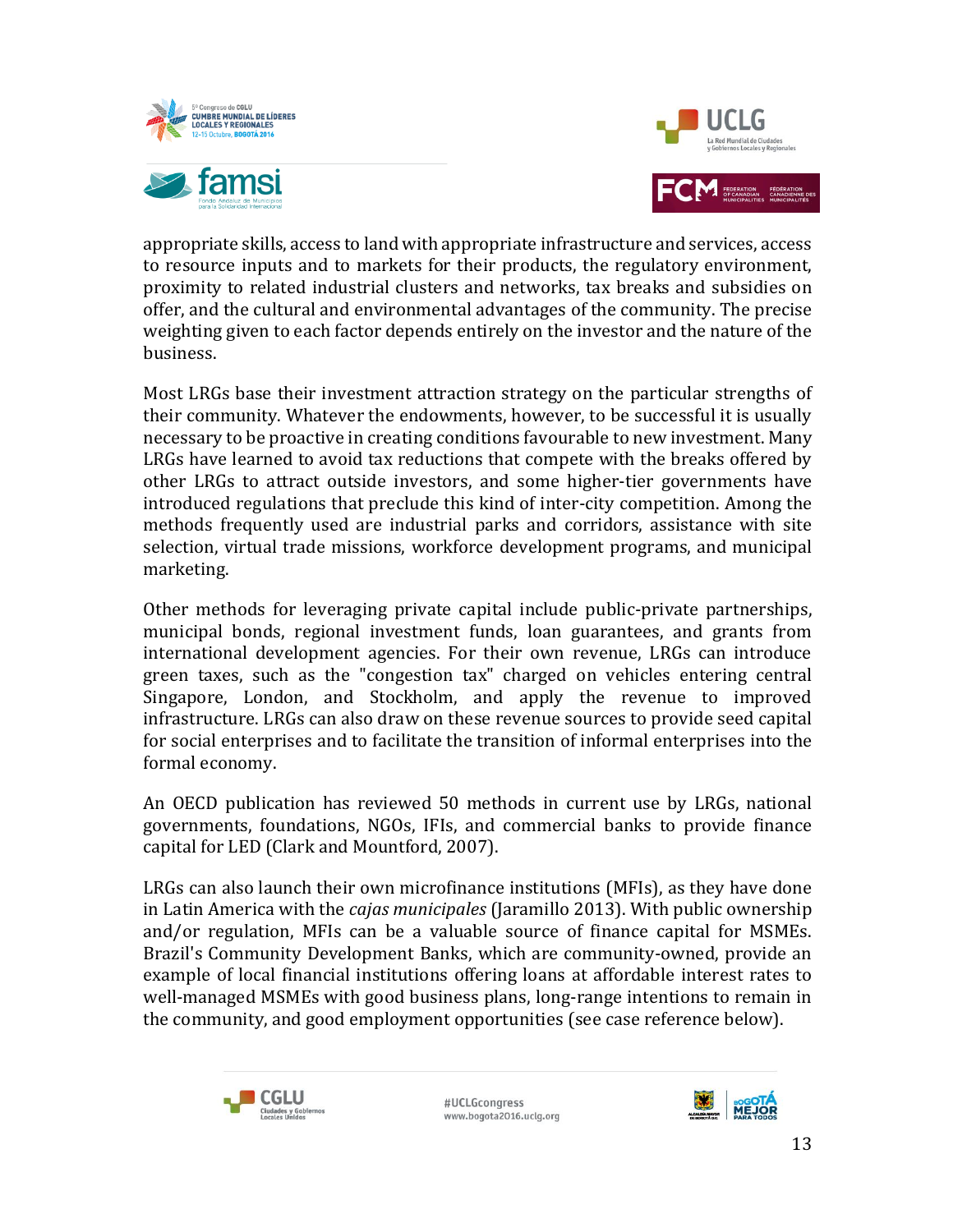appropriate skills, access to land with appropriate infrastructure and services, access to resource inputs and to markets for their products, the regulatory environment, proximity to related industrial clusters and networks, tax breaks and subsidies on offer, and the cultural and environmental advantages of the community. The precise weighting given to each factor depends entirely on the investor and the nature of the business.

Most LRGs base their investment attraction strategy on the particular strengths of their community. Whatever the endowments, however, to be successful it is usually necessary to be proactive in creating conditions favourable to new investment. Many LRGs have learned to avoid tax reductions that compete with the breaks offered by other LRGs to attract outside investors, and some higher-tier governments have introduced regulations that preclude this kind of inter-city competition. Among the methods frequently used are industrial parks and corridors, assistance with site selection, virtual trade missions, workforce development programs, and municipal marketing.

Other methods for leveraging private capital include public-private partnerships, municipal bonds, regional investment funds, loan guarantees, and grants from international development agencies. For their own revenue, LRGs can introduce green taxes, such as the "congestion tax" charged on vehicles entering central Singapore, London, and Stockholm, and apply the revenue to improved infrastructure. LRGs can also draw on these revenue sources to provide seed capital for social enterprises and to facilitate the transition of informal enterprises into the formal economy.

An OECD publication has reviewed 50 methods in current use by LRGs, national governments, foundations, NGOs, IFIs, and commercial banks to provide finance capital for LED (Clark and Mountford, 2007).

LRGs can also launch their own microfinance institutions (MFIs), as they have done in Latin America with the *cajas municipales* (Jaramillo 2013). With public ownership and/or regulation, MFIs can be a valuable source of finance capital for MSMEs. Brazil's Community Development Banks, which are community-owned, provide an example of local financial institutions offering loans at affordable interest rates to well-managed MSMEs with good business plans, long-range intentions to remain in the community, and good employment opportunities (see case reference below).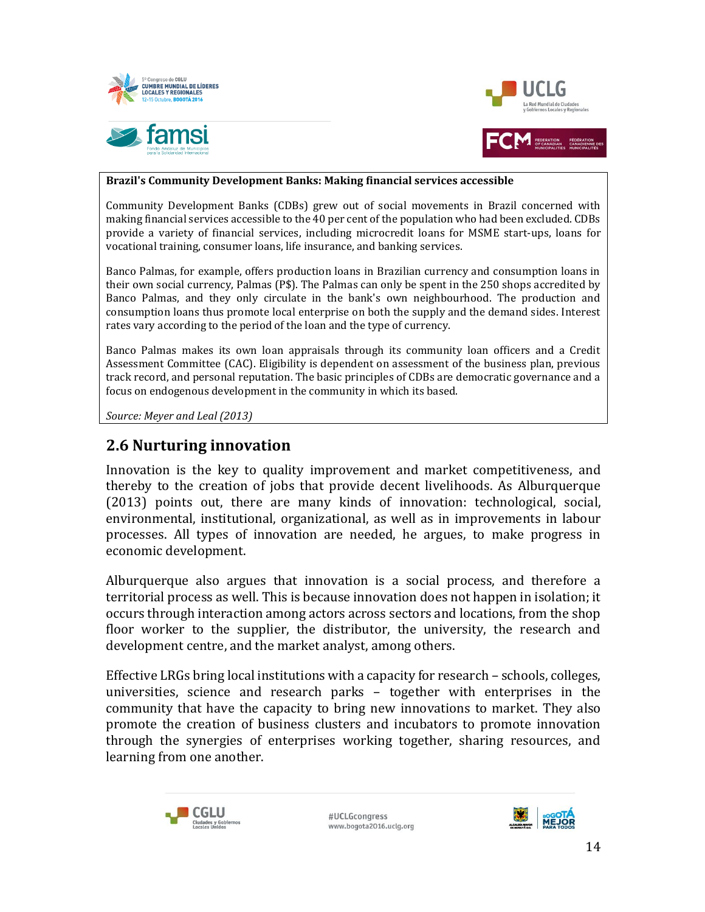**Brazil's Community Development Banks: Making financial services accessible**

Community Development Banks (CDBs) grew out of social movements in Brazil concerned with making financial services accessible to the 40 per cent of the population who had been excluded. CDBs provide a variety of financial services, including microcredit loans for MSME start-ups, loans for vocational training, consumer loans, life insurance, and banking services.

Banco Palmas, for example, offers production loans in Brazilian currency and consumption loans in their own social currency, Palmas (P$). The Palmas can only be spent in the 250 shops accredited by Banco Palmas, and they only circulate in the bank's own neighbourhood. The production and consumption loans thus promote local enterprise on both the supply and the demand sides. Interest rates vary according to the period of the loan and the type of currency.

Banco Palmas makes its own loan appraisals through its community loan officers and a Credit Assessment Committee (CAC). Eligibility is dependent on assessment of the business plan, previous track record, and personal reputation. The basic principles of CDBs are democratic governance and a focus on endogenous development in the community in which its based.

*Source: Meyer and Leal (2013)*

## 2.6 Nurturing innovation

Innovation is the key to quality improvement and market competitiveness, and thereby to the creation of jobs that provide decent livelihoods. As Alburquerque (2013) points out, there are many kinds of innovation: technological, social, environmental, institutional, organizational, as well as in improvements in labour processes. All types of innovation are needed, he argues, to make progress in economic development.

Alburquerque also argues that innovation is a social process, and therefore a territorial process as well. This is because innovation does not happen in isolation; it occurs through interaction among actors across sectors and locations, from the shop floor worker to the supplier, the distributor, the university, the research and development centre, and the market analyst, among others.

Effective LRGs bring local institutions with a capacity for research – schools, colleges, universities, science and research parks – together with enterprises in the community that have the capacity to bring new innovations to market. They also promote the creation of business clusters and incubators to promote innovation through the synergies of enterprises working together, sharing resources, and learning from one another.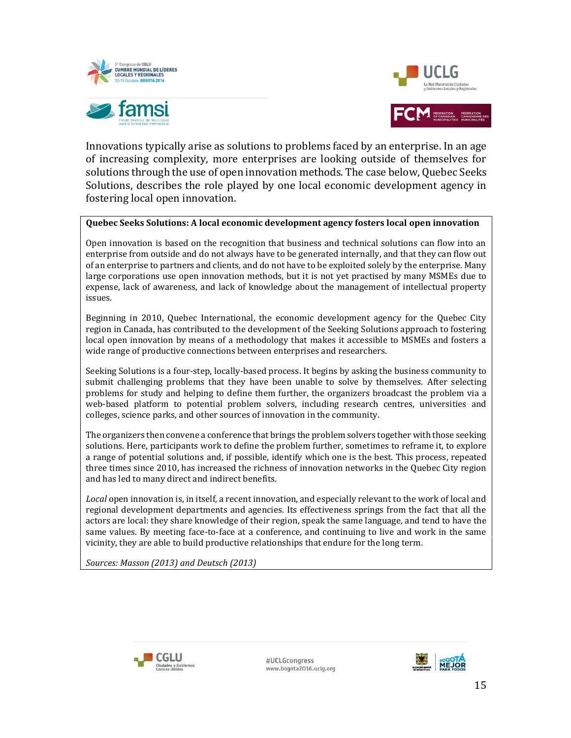Innovations typically arise as solutions to problems faced by an enterprise. In an age of increasing complexity, more enterprises are looking outside of themselves for solutions through the use of open innovation methods. The case below, Quebec Seeks Solutions, describes the role played by one local economic development agency in fostering local open innovation.

**Quebec Seeks Solutions: A local economic development agency fosters local open innovation**

Open innovation is based on the recognition that business and technical solutions can flow into an enterprise from outside and do not always have to be generated internally, and that they can flow out of an enterprise to partners and clients, and do not have to be exploited solely by the enterprise. Many large corporations use open innovation methods, but it is not yet practised by many MSMEs due to expense, lack of awareness, and lack of knowledge about the management of intellectual property issues.

Beginning in 2010, Quebec International, the economic development agency for the Quebec City region in Canada, has contributed to the development of the Seeking Solutions approach to fostering local open innovation by means of a methodology that makes it accessible to MSMEs and fosters a wide range of productive connections between enterprises and researchers.

Seeking Solutions is a four-step, locally-based process. It begins by asking the business community to submit challenging problems that they have been unable to solve by themselves. After selecting problems for study and helping to define them further, the organizers broadcast the problem via a web-based platform to potential problem solvers, including research centres, universities and colleges, science parks, and other sources of innovation in the community.

The organizers then convene a conference that brings the problem solvers together with those seeking solutions. Here, participants work to define the problem further, sometimes to reframe it, to explore a range of potential solutions and, if possible, identify which one is the best. This process, repeated three times since 2010, has increased the richness of innovation networks in the Quebec City region and has led to many direct and indirect benefits.

*Local* open innovation is, in itself, a recent innovation, and especially relevant to the work of local and regional development departments and agencies. Its effectiveness springs from the fact that all the actors are local: they share knowledge of their region, speak the same language, and tend to have the same values. By meeting face-to-face at a conference, and continuing to live and work in the same vicinity, they are able to build productive relationships that endure for the long term.

*Sources: Masson (2013) and Deutsch (2013)*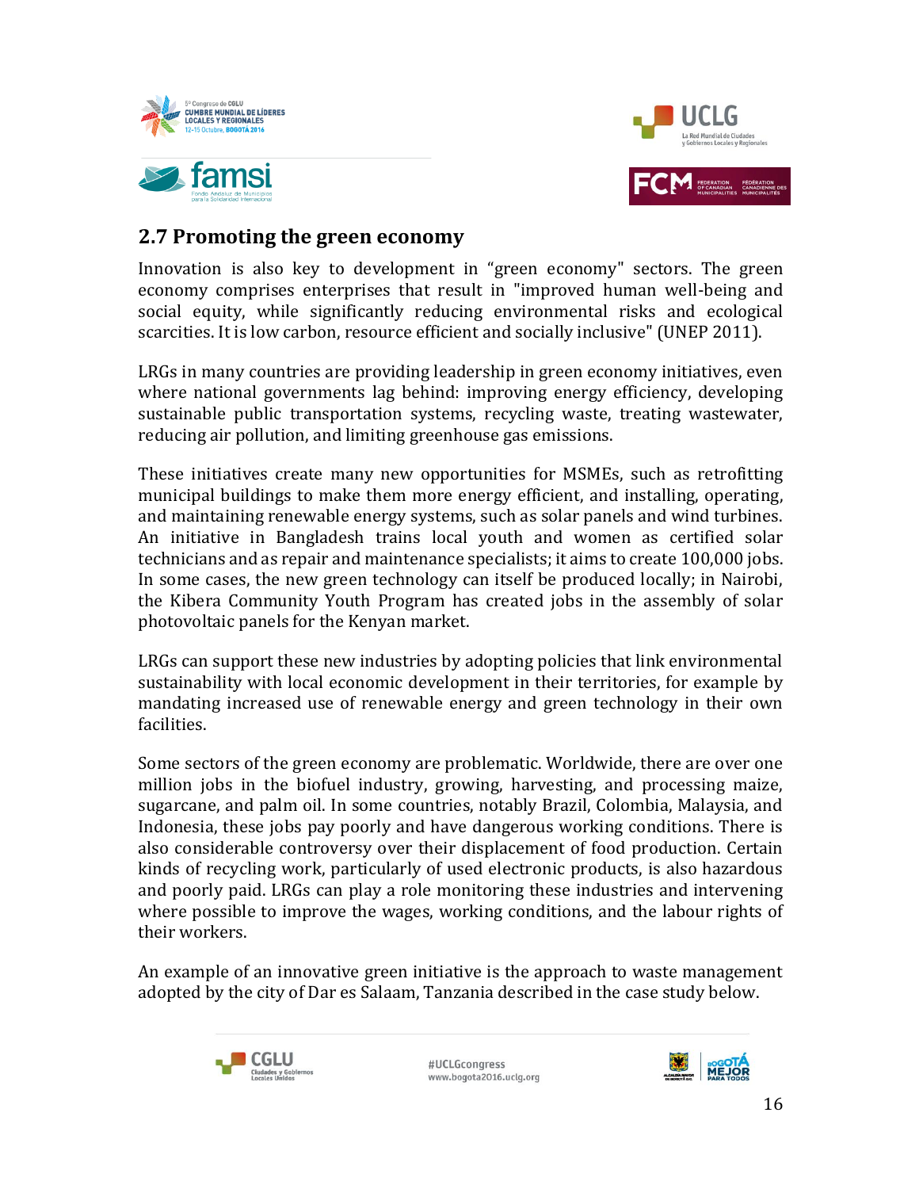## 2.7 Promoting the green economy

Innovation is also key to development in "green economy" sectors. The green economy comprises enterprises that result in "improved human well-being and social equity, while significantly reducing environmental risks and ecological scarcities. It is low carbon, resource efficient and socially inclusive" (UNEP 2011).

LRGs in many countries are providing leadership in green economy initiatives, even where national governments lag behind: improving energy efficiency, developing sustainable public transportation systems, recycling waste, treating wastewater, reducing air pollution, and limiting greenhouse gas emissions.

These initiatives create many new opportunities for MSMEs, such as retrofitting municipal buildings to make them more energy efficient, and installing, operating, and maintaining renewable energy systems, such as solar panels and wind turbines. An initiative in Bangladesh trains local youth and women as certified solar technicians and as repair and maintenance specialists; it aims to create 100,000 jobs. In some cases, the new green technology can itself be produced locally; in Nairobi, the Kibera Community Youth Program has created jobs in the assembly of solar photovoltaic panels for the Kenyan market.

LRGs can support these new industries by adopting policies that link environmental sustainability with local economic development in their territories, for example by mandating increased use of renewable energy and green technology in their own facilities.

Some sectors of the green economy are problematic. Worldwide, there are over one million jobs in the biofuel industry, growing, harvesting, and processing maize, sugarcane, and palm oil. In some countries, notably Brazil, Colombia, Malaysia, and Indonesia, these jobs pay poorly and have dangerous working conditions. There is also considerable controversy over their displacement of food production. Certain kinds of recycling work, particularly of used electronic products, is also hazardous and poorly paid. LRGs can play a role monitoring these industries and intervening where possible to improve the wages, working conditions, and the labour rights of their workers.

An example of an innovative green initiative is the approach to waste management adopted by the city of Dar es Salaam, Tanzania described in the case study below.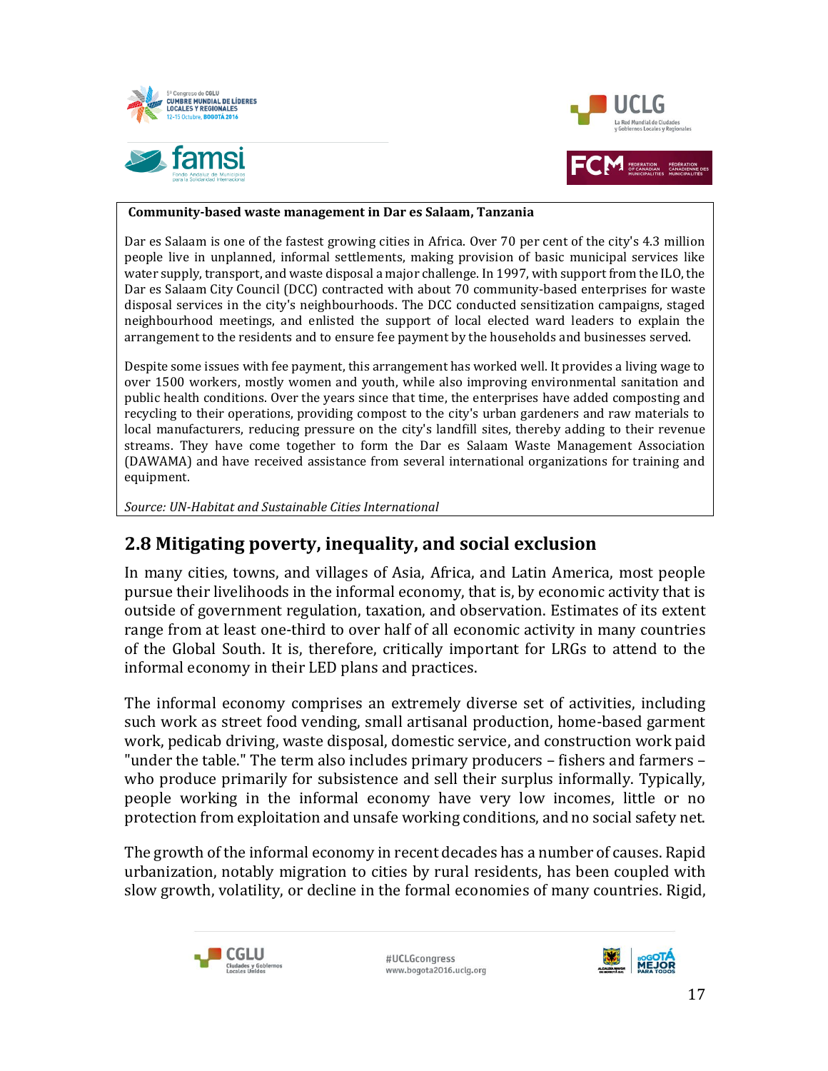**Community-based waste management in Dar es Salaam, Tanzania**

Dar es Salaam is one of the fastest growing cities in Africa. Over 70 per cent of the city's 4.3 million people live in unplanned, informal settlements, making provision of basic municipal services like water supply, transport, and waste disposal a major challenge. In 1997, with support from the ILO, the Dar es Salaam City Council (DCC) contracted with about 70 community-based enterprises for waste disposal services in the city's neighbourhoods. The DCC conducted sensitization campaigns, staged neighbourhood meetings, and enlisted the support of local elected ward leaders to explain the arrangement to the residents and to ensure fee payment by the households and businesses served.

Despite some issues with fee payment, this arrangement has worked well. It provides a living wage to over 1500 workers, mostly women and youth, while also improving environmental sanitation and public health conditions. Over the years since that time, the enterprises have added composting and recycling to their operations, providing compost to the city's urban gardeners and raw materials to local manufacturers, reducing pressure on the city's landfill sites, thereby adding to their revenue streams. They have come together to form the Dar es Salaam Waste Management Association (DAWAMA) and have received assistance from several international organizations for training and equipment.

*Source: UN-Habitat and Sustainable Cities International*

## 2.8 Mitigating poverty, inequality, and social exclusion

In many cities, towns, and villages of Asia, Africa, and Latin America, most people pursue their livelihoods in the informal economy, that is, by economic activity that is outside of government regulation, taxation, and observation. Estimates of its extent range from at least one-third to over half of all economic activity in many countries of the Global South. It is, therefore, critically important for LRGs to attend to the informal economy in their LED plans and practices.

The informal economy comprises an extremely diverse set of activities, including such work as street food vending, small artisanal production, home-based garment work, pedicab driving, waste disposal, domestic service, and construction work paid "under the table." The term also includes primary producers – fishers and farmers – who produce primarily for subsistence and sell their surplus informally. Typically, people working in the informal economy have very low incomes, little or no protection from exploitation and unsafe working conditions, and no social safety net.

The growth of the informal economy in recent decades has a number of causes. Rapid urbanization, notably migration to cities by rural residents, has been coupled with slow growth, volatility, or decline in the formal economies of many countries. Rigid,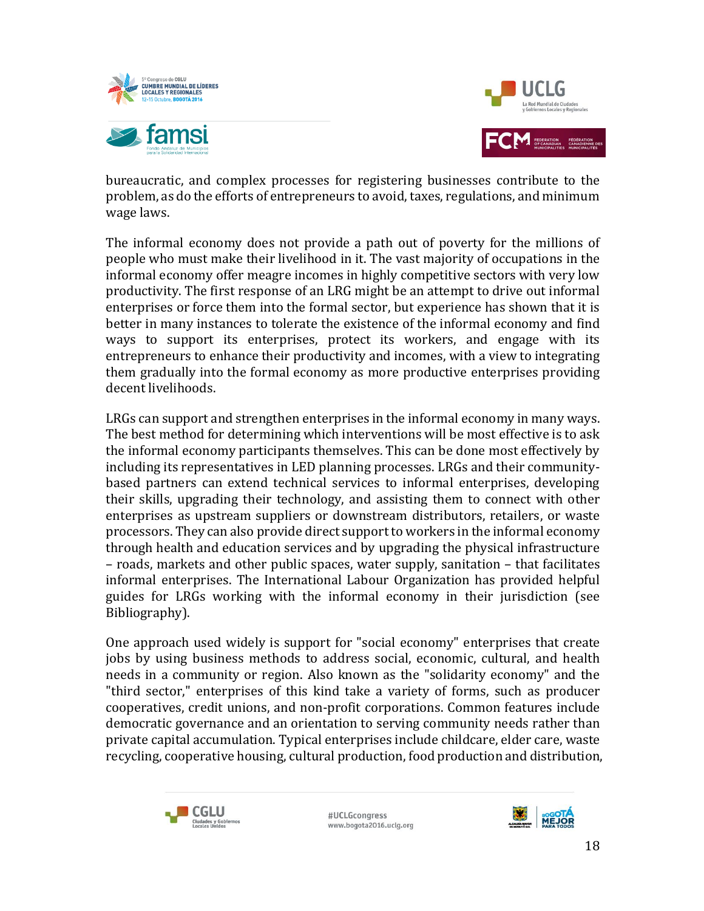bureaucratic, and complex processes for registering businesses contribute to the problem, as do the efforts of entrepreneurs to avoid, taxes, regulations, and minimum wage laws.

The informal economy does not provide a path out of poverty for the millions of people who must make their livelihood in it. The vast majority of occupations in the informal economy offer meagre incomes in highly competitive sectors with very low productivity. The first response of an LRG might be an attempt to drive out informal enterprises or force them into the formal sector, but experience has shown that it is better in many instances to tolerate the existence of the informal economy and find ways to support its enterprises, protect its workers, and engage with its entrepreneurs to enhance their productivity and incomes, with a view to integrating them gradually into the formal economy as more productive enterprises providing decent livelihoods.

LRGs can support and strengthen enterprises in the informal economy in many ways. The best method for determining which interventions will be most effective is to ask the informal economy participants themselves. This can be done most effectively by including its representatives in LED planning processes. LRGs and their community-based partners can extend technical services to informal enterprises, developing their skills, upgrading their technology, and assisting them to connect with other enterprises as upstream suppliers or downstream distributors, retailers, or waste processors. They can also provide direct support to workers in the informal economy through health and education services and by upgrading the physical infrastructure – roads, markets and other public spaces, water supply, sanitation – that facilitates informal enterprises. The International Labour Organization has provided helpful guides for LRGs working with the informal economy in their jurisdiction (see Bibliography).

One approach used widely is support for "social economy" enterprises that create jobs by using business methods to address social, economic, cultural, and health needs in a community or region. Also known as the "solidarity economy" and the "third sector," enterprises of this kind take a variety of forms, such as producer cooperatives, credit unions, and non-profit corporations. Common features include democratic governance and an orientation to serving community needs rather than private capital accumulation. Typical enterprises include childcare, elder care, waste recycling, cooperative housing, cultural production, food production and distribution,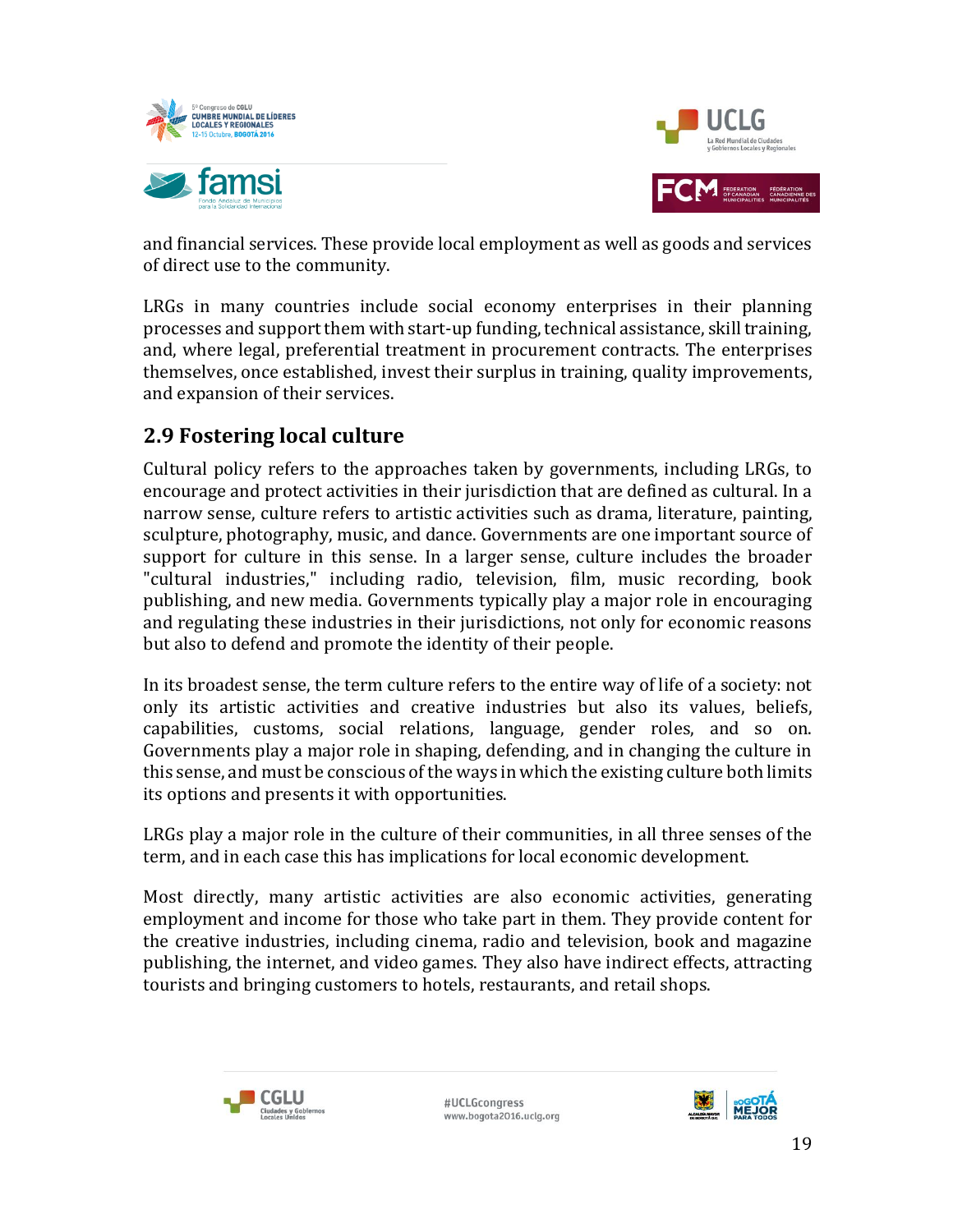and financial services. These provide local employment as well as goods and services of direct use to the community.

LRGs in many countries include social economy enterprises in their planning processes and support them with start-up funding, technical assistance, skill training, and, where legal, preferential treatment in procurement contracts. The enterprises themselves, once established, invest their surplus in training, quality improvements, and expansion of their services.

## 2.9 Fostering local culture

Cultural policy refers to the approaches taken by governments, including LRGs, to encourage and protect activities in their jurisdiction that are defined as cultural. In a narrow sense, culture refers to artistic activities such as drama, literature, painting, sculpture, photography, music, and dance. Governments are one important source of support for culture in this sense. In a larger sense, culture includes the broader "cultural industries," including radio, television, film, music recording, book publishing, and new media. Governments typically play a major role in encouraging and regulating these industries in their jurisdictions, not only for economic reasons but also to defend and promote the identity of their people.

In its broadest sense, the term culture refers to the entire way of life of a society: not only its artistic activities and creative industries but also its values, beliefs, capabilities, customs, social relations, language, gender roles, and so on. Governments play a major role in shaping, defending, and in changing the culture in this sense, and must be conscious of the ways in which the existing culture both limits its options and presents it with opportunities.

LRGs play a major role in the culture of their communities, in all three senses of the term, and in each case this has implications for local economic development.

Most directly, many artistic activities are also economic activities, generating employment and income for those who take part in them. They provide content for the creative industries, including cinema, radio and television, book and magazine publishing, the internet, and video games. They also have indirect effects, attracting tourists and bringing customers to hotels, restaurants, and retail shops.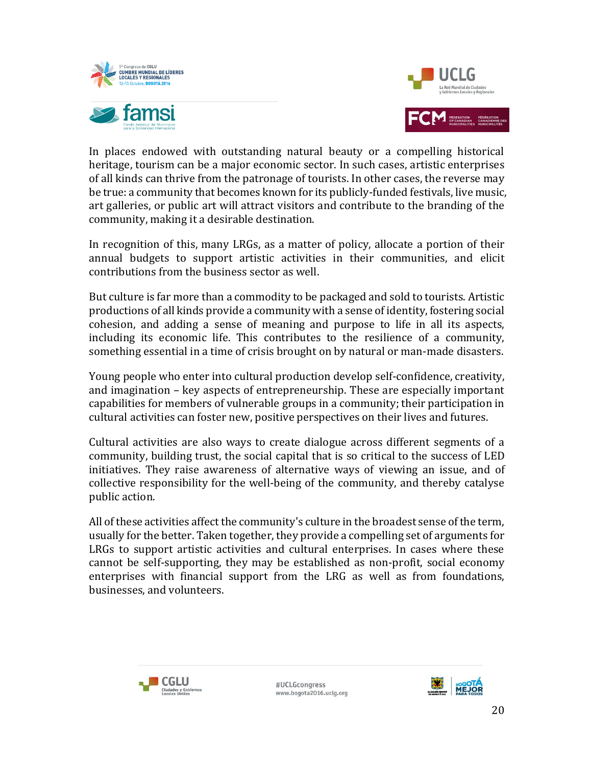In places endowed with outstanding natural beauty or a compelling historical heritage, tourism can be a major economic sector. In such cases, artistic enterprises of all kinds can thrive from the patronage of tourists. In other cases, the reverse may be true: a community that becomes known for its publicly-funded festivals, live music, art galleries, or public art will attract visitors and contribute to the branding of the community, making it a desirable destination.

In recognition of this, many LRGs, as a matter of policy, allocate a portion of their annual budgets to support artistic activities in their communities, and elicit contributions from the business sector as well.

But culture is far more than a commodity to be packaged and sold to tourists. Artistic productions of all kinds provide a community with a sense of identity, fostering social cohesion, and adding a sense of meaning and purpose to life in all its aspects, including its economic life. This contributes to the resilience of a community, something essential in a time of crisis brought on by natural or man-made disasters.

Young people who enter into cultural production develop self-confidence, creativity, and imagination – key aspects of entrepreneurship. These are especially important capabilities for members of vulnerable groups in a community; their participation in cultural activities can foster new, positive perspectives on their lives and futures.

Cultural activities are also ways to create dialogue across different segments of a community, building trust, the social capital that is so critical to the success of LED initiatives. They raise awareness of alternative ways of viewing an issue, and of collective responsibility for the well-being of the community, and thereby catalyse public action.

All of these activities affect the community's culture in the broadest sense of the term, usually for the better. Taken together, they provide a compelling set of arguments for LRGs to support artistic activities and cultural enterprises. In cases where these cannot be self-supporting, they may be established as non-profit, social economy enterprises with financial support from the LRG as well as from foundations, businesses, and volunteers.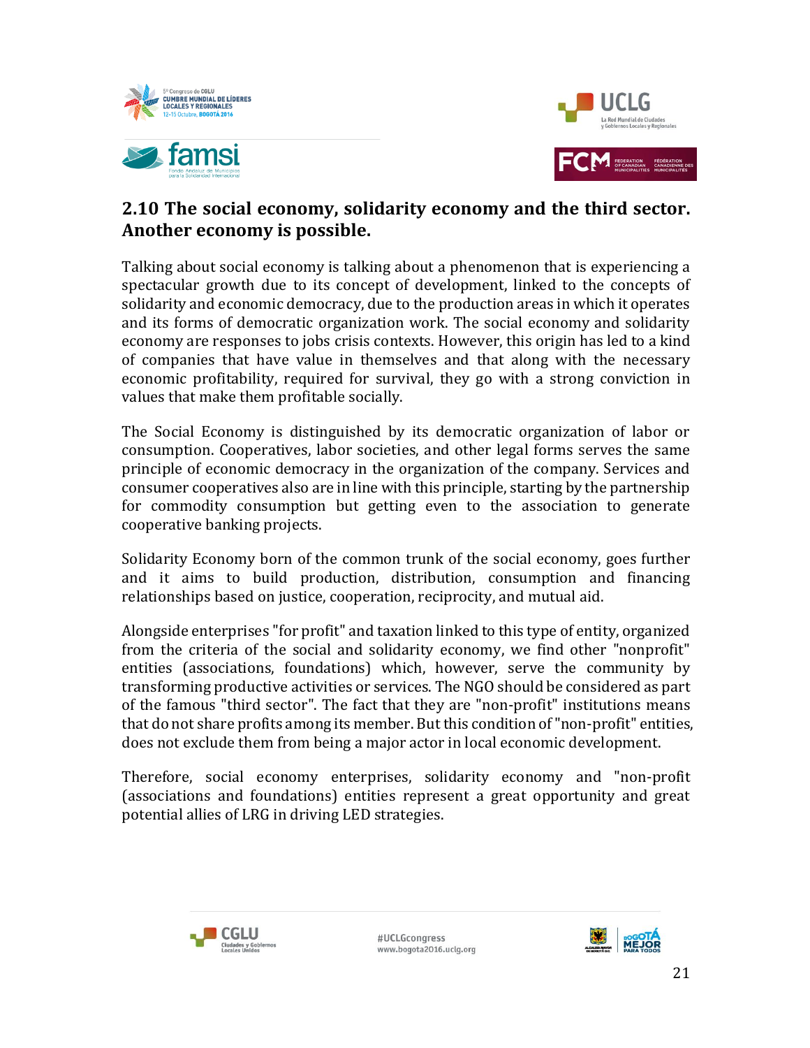## 2.10 The social economy, solidarity economy and the third sector. Another economy is possible.

Talking about social economy is talking about a phenomenon that is experiencing a spectacular growth due to its concept of development, linked to the concepts of solidarity and economic democracy, due to the production areas in which it operates and its forms of democratic organization work. The social economy and solidarity economy are responses to jobs crisis contexts. However, this origin has led to a kind of companies that have value in themselves and that along with the necessary economic profitability, required for survival, they go with a strong conviction in values that make them profitable socially.

The Social Economy is distinguished by its democratic organization of labor or consumption. Cooperatives, labor societies, and other legal forms serves the same principle of economic democracy in the organization of the company. Services and consumer cooperatives also are in line with this principle, starting by the partnership for commodity consumption but getting even to the association to generate cooperative banking projects.

Solidarity Economy born of the common trunk of the social economy, goes further and it aims to build production, distribution, consumption and financing relationships based on justice, cooperation, reciprocity, and mutual aid.

Alongside enterprises "for profit" and taxation linked to this type of entity, organized from the criteria of the social and solidarity economy, we find other "nonprofit" entities (associations, foundations) which, however, serve the community by transforming productive activities or services. The NGO should be considered as part of the famous "third sector". The fact that they are "non-profit" institutions means that do not share profits among its member. But this condition of "non-profit" entities, does not exclude them from being a major actor in local economic development.

Therefore, social economy enterprises, solidarity economy and "non-profit (associations and foundations) entities represent a great opportunity and great potential allies of LRG in driving LED strategies.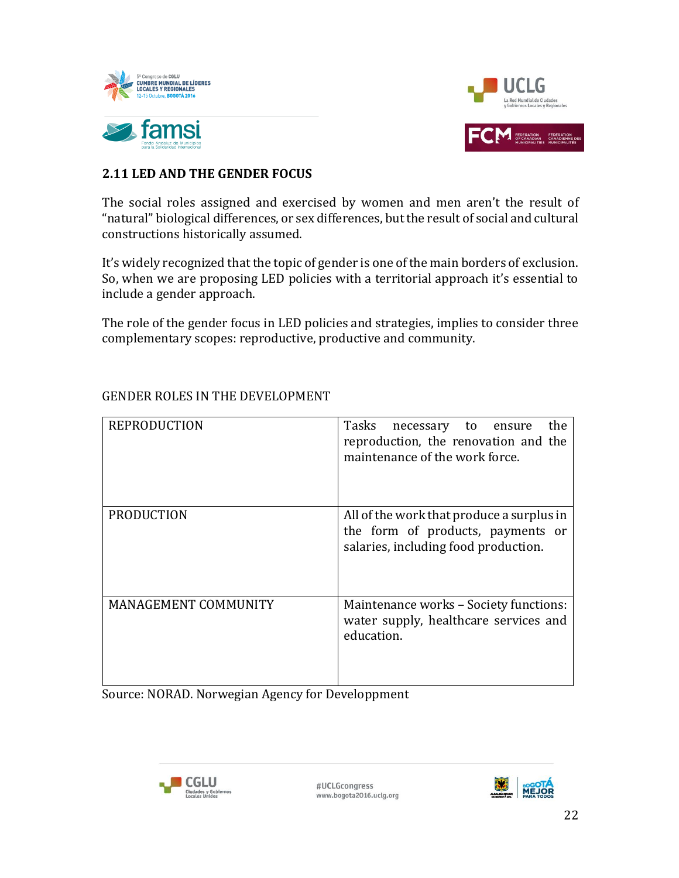## 2.11 LED AND THE GENDER FOCUS

The social roles assigned and exercised by women and men aren't the result of "natural" biological differences, or sex differences, but the result of social and cultural constructions historically assumed.

It's widely recognized that the topic of gender is one of the main borders of exclusion. So, when we are proposing LED policies with a territorial approach it's essential to include a gender approach.

The role of the gender focus in LED policies and strategies, implies to consider three complementary scopes: reproductive, productive and community.

GENDER ROLES IN THE DEVELOPMENT

| | |
|---|---|
| REPRODUCTION | Tasks necessary to ensure the reproduction, the renovation and the maintenance of the work force. |
| PRODUCTION | All of the work that produce a surplus in the form of products, payments or salaries, including food production. |
| MANAGEMENT COMMUNITY | Maintenance works – Society functions: water supply, healthcare services and education. |

Source: NORAD. Norwegian Agency for Developpment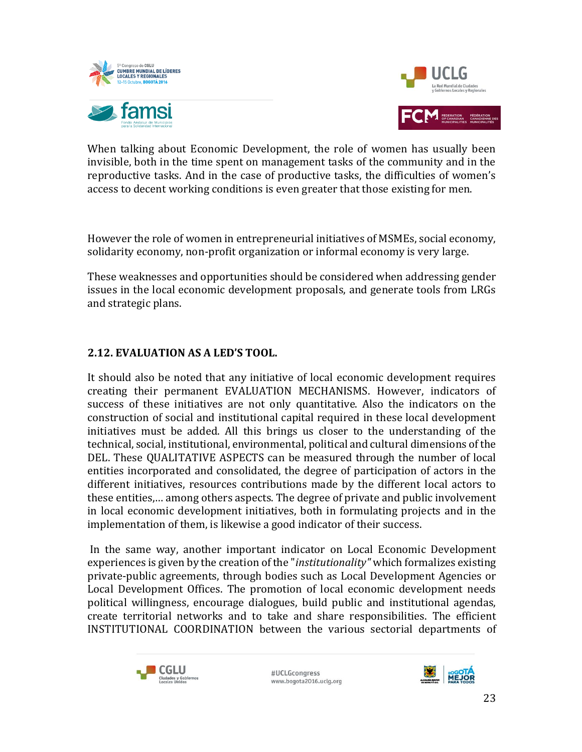When talking about Economic Development, the role of women has usually been invisible, both in the time spent on management tasks of the community and in the reproductive tasks. And in the case of productive tasks, the difficulties of women's access to decent working conditions is even greater that those existing for men.

However the role of women in entrepreneurial initiatives of MSMEs, social economy, solidarity economy, non-profit organization or informal economy is very large.

These weaknesses and opportunities should be considered when addressing gender issues in the local economic development proposals, and generate tools from LRGs and strategic plans.

### 2.12. EVALUATION AS A LED'S TOOL.

It should also be noted that any initiative of local economic development requires creating their permanent EVALUATION MECHANISMS. However, indicators of success of these initiatives are not only quantitative. Also the indicators on the construction of social and institutional capital required in these local development initiatives must be added. All this brings us closer to the understanding of the technical, social, institutional, environmental, political and cultural dimensions of the DEL. These QUALITATIVE ASPECTS can be measured through the number of local entities incorporated and consolidated, the degree of participation of actors in the different initiatives, resources contributions made by the different local actors to these entities,… among others aspects. The degree of private and public involvement in local economic development initiatives, both in formulating projects and in the implementation of them, is likewise a good indicator of their success.

In the same way, another important indicator on Local Economic Development experiences is given by the creation of the "*institutionality*" which formalizes existing private-public agreements, through bodies such as Local Development Agencies or Local Development Offices. The promotion of local economic development needs political willingness, encourage dialogues, build public and institutional agendas, create territorial networks and to take and share responsibilities. The efficient INSTITUTIONAL COORDINATION between the various sectorial departments of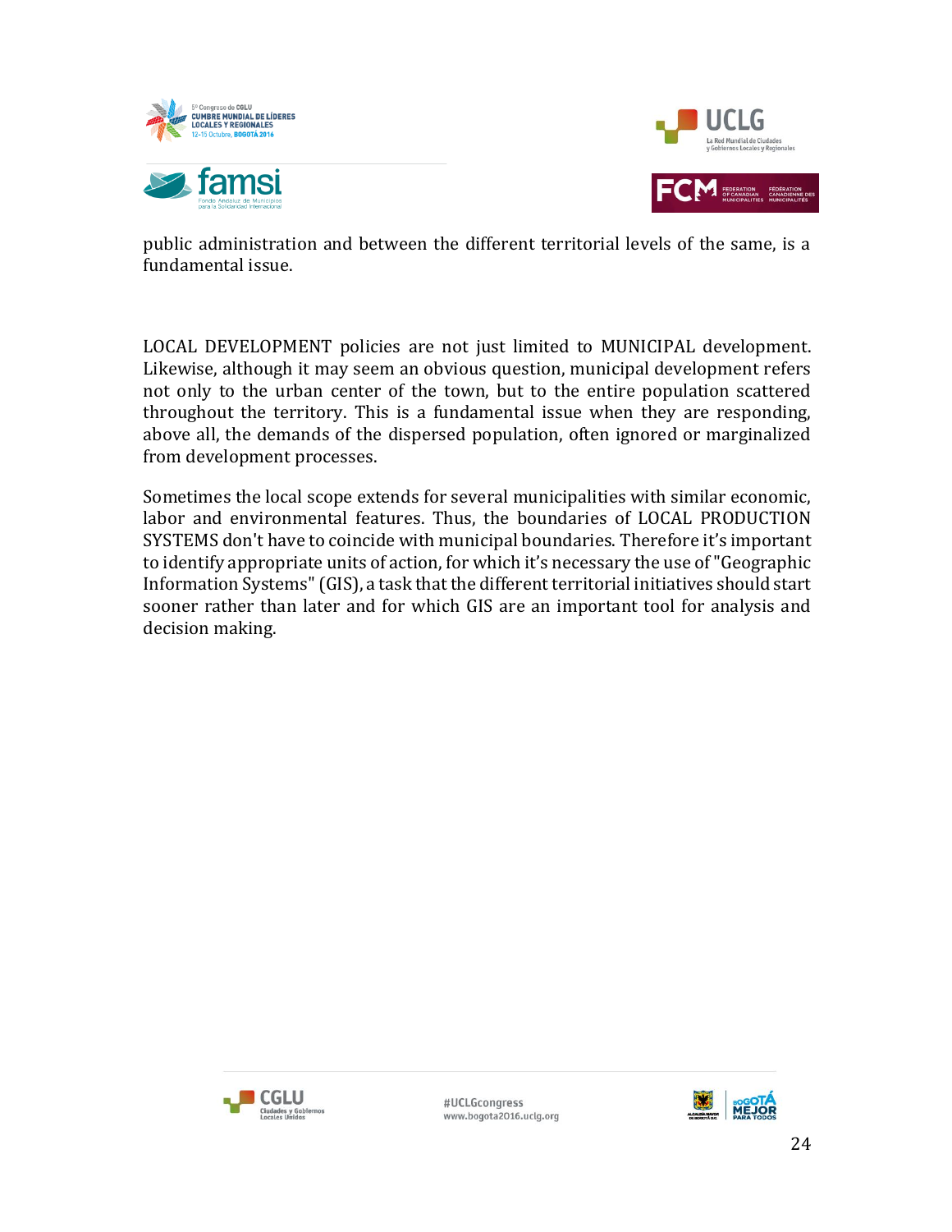public administration and between the different territorial levels of the same, is a fundamental issue.

LOCAL DEVELOPMENT policies are not just limited to MUNICIPAL development. Likewise, although it may seem an obvious question, municipal development refers not only to the urban center of the town, but to the entire population scattered throughout the territory. This is a fundamental issue when they are responding, above all, the demands of the dispersed population, often ignored or marginalized from development processes.

Sometimes the local scope extends for several municipalities with similar economic, labor and environmental features. Thus, the boundaries of LOCAL PRODUCTION SYSTEMS don't have to coincide with municipal boundaries. Therefore it's important to identify appropriate units of action, for which it's necessary the use of "Geographic Information Systems" (GIS), a task that the different territorial initiatives should start sooner rather than later and for which GIS are an important tool for analysis and decision making.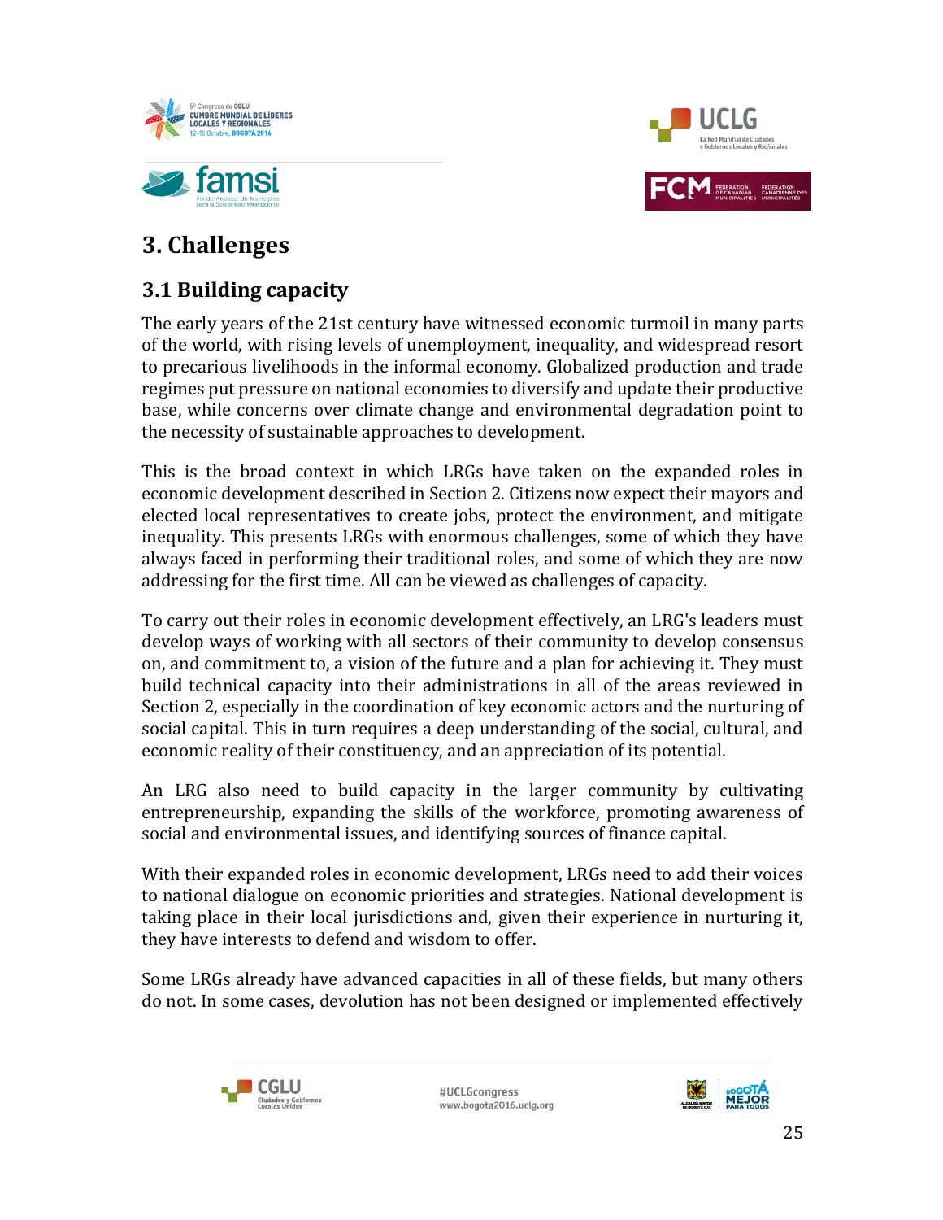## 3. Challenges

### 3.1 Building capacity

The early years of the 21st century have witnessed economic turmoil in many parts of the world, with rising levels of unemployment, inequality, and widespread resort to precarious livelihoods in the informal economy. Globalized production and trade regimes put pressure on national economies to diversify and update their productive base, while concerns over climate change and environmental degradation point to the necessity of sustainable approaches to development.

This is the broad context in which LRGs have taken on the expanded roles in economic development described in Section 2. Citizens now expect their mayors and elected local representatives to create jobs, protect the environment, and mitigate inequality. This presents LRGs with enormous challenges, some of which they have always faced in performing their traditional roles, and some of which they are now addressing for the first time. All can be viewed as challenges of capacity.

To carry out their roles in economic development effectively, an LRG's leaders must develop ways of working with all sectors of their community to develop consensus on, and commitment to, a vision of the future and a plan for achieving it. They must build technical capacity into their administrations in all of the areas reviewed in Section 2, especially in the coordination of key economic actors and the nurturing of social capital. This in turn requires a deep understanding of the social, cultural, and economic reality of their constituency, and an appreciation of its potential.

An LRG also need to build capacity in the larger community by cultivating entrepreneurship, expanding the skills of the workforce, promoting awareness of social and environmental issues, and identifying sources of finance capital.

With their expanded roles in economic development, LRGs need to add their voices to national dialogue on economic priorities and strategies. National development is taking place in their local jurisdictions and, given their experience in nurturing it, they have interests to defend and wisdom to offer.

Some LRGs already have advanced capacities in all of these fields, but many others do not. In some cases, devolution has not been designed or implemented effectively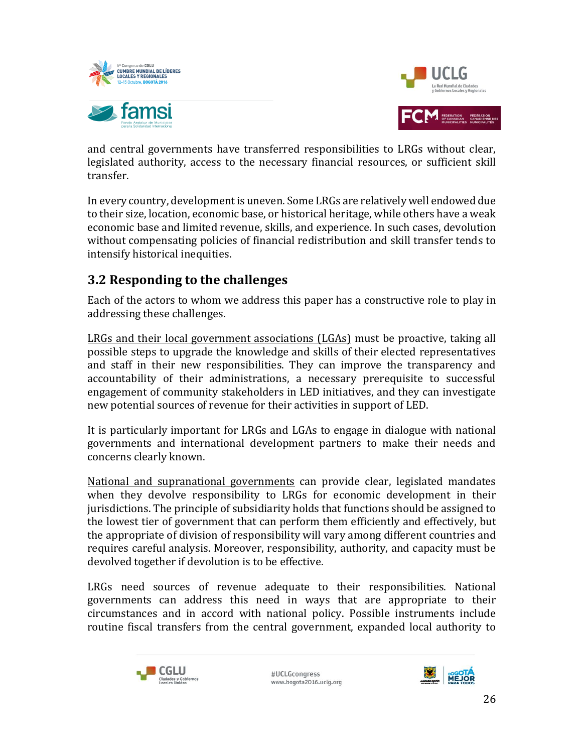and central governments have transferred responsibilities to LRGs without clear, legislated authority, access to the necessary financial resources, or sufficient skill transfer.

In every country, development is uneven. Some LRGs are relatively well endowed due to their size, location, economic base, or historical heritage, while others have a weak economic base and limited revenue, skills, and experience. In such cases, devolution without compensating policies of financial redistribution and skill transfer tends to intensify historical inequities.

## 3.2 Responding to the challenges

Each of the actors to whom we address this paper has a constructive role to play in addressing these challenges.

LRGs and their local government associations (LGAs) must be proactive, taking all possible steps to upgrade the knowledge and skills of their elected representatives and staff in their new responsibilities. They can improve the transparency and accountability of their administrations, a necessary prerequisite to successful engagement of community stakeholders in LED initiatives, and they can investigate new potential sources of revenue for their activities in support of LED.

It is particularly important for LRGs and LGAs to engage in dialogue with national governments and international development partners to make their needs and concerns clearly known.

National and supranational governments can provide clear, legislated mandates when they devolve responsibility to LRGs for economic development in their jurisdictions. The principle of subsidiarity holds that functions should be assigned to the lowest tier of government that can perform them efficiently and effectively, but the appropriate of division of responsibility will vary among different countries and requires careful analysis. Moreover, responsibility, authority, and capacity must be devolved together if devolution is to be effective.

LRGs need sources of revenue adequate to their responsibilities. National governments can address this need in ways that are appropriate to their circumstances and in accord with national policy. Possible instruments include routine fiscal transfers from the central government, expanded local authority to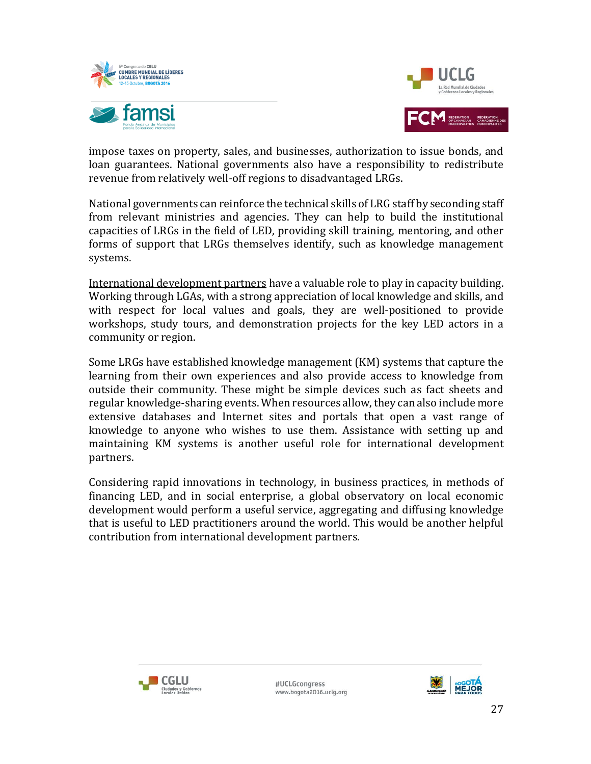impose taxes on property, sales, and businesses, authorization to issue bonds, and loan guarantees. National governments also have a responsibility to redistribute revenue from relatively well-off regions to disadvantaged LRGs.

National governments can reinforce the technical skills of LRG staff by seconding staff from relevant ministries and agencies. They can help to build the institutional capacities of LRGs in the field of LED, providing skill training, mentoring, and other forms of support that LRGs themselves identify, such as knowledge management systems.

International development partners have a valuable role to play in capacity building. Working through LGAs, with a strong appreciation of local knowledge and skills, and with respect for local values and goals, they are well-positioned to provide workshops, study tours, and demonstration projects for the key LED actors in a community or region.

Some LRGs have established knowledge management (KM) systems that capture the learning from their own experiences and also provide access to knowledge from outside their community. These might be simple devices such as fact sheets and regular knowledge-sharing events. When resources allow, they can also include more extensive databases and Internet sites and portals that open a vast range of knowledge to anyone who wishes to use them. Assistance with setting up and maintaining KM systems is another useful role for international development partners.

Considering rapid innovations in technology, in business practices, in methods of financing LED, and in social enterprise, a global observatory on local economic development would perform a useful service, aggregating and diffusing knowledge that is useful to LED practitioners around the world. This would be another helpful contribution from international development partners.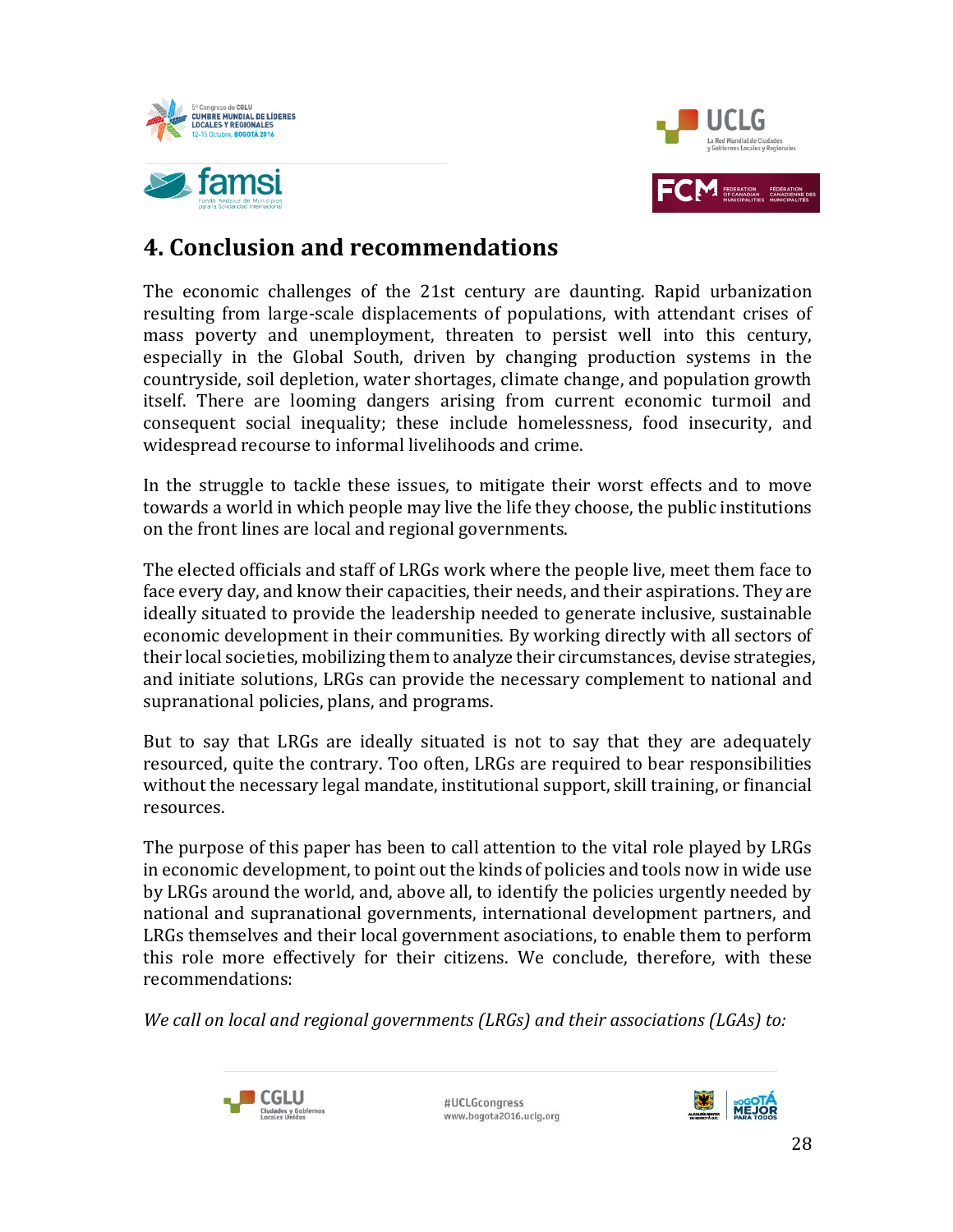## 4. Conclusion and recommendations

The economic challenges of the 21st century are daunting. Rapid urbanization resulting from large-scale displacements of populations, with attendant crises of mass poverty and unemployment, threaten to persist well into this century, especially in the Global South, driven by changing production systems in the countryside, soil depletion, water shortages, climate change, and population growth itself. There are looming dangers arising from current economic turmoil and consequent social inequality; these include homelessness, food insecurity, and widespread recourse to informal livelihoods and crime.

In the struggle to tackle these issues, to mitigate their worst effects and to move towards a world in which people may live the life they choose, the public institutions on the front lines are local and regional governments.

The elected officials and staff of LRGs work where the people live, meet them face to face every day, and know their capacities, their needs, and their aspirations. They are ideally situated to provide the leadership needed to generate inclusive, sustainable economic development in their communities. By working directly with all sectors of their local societies, mobilizing them to analyze their circumstances, devise strategies, and initiate solutions, LRGs can provide the necessary complement to national and supranational policies, plans, and programs.

But to say that LRGs are ideally situated is not to say that they are adequately resourced, quite the contrary. Too often, LRGs are required to bear responsibilities without the necessary legal mandate, institutional support, skill training, or financial resources.

The purpose of this paper has been to call attention to the vital role played by LRGs in economic development, to point out the kinds of policies and tools now in wide use by LRGs around the world, and, above all, to identify the policies urgently needed by national and supranational governments, international development partners, and LRGs themselves and their local government associations, to enable them to perform this role more effectively for their citizens. We conclude, therefore, with these recommendations:

*We call on local and regional governments (LRGs) and their associations (LGAs) to:*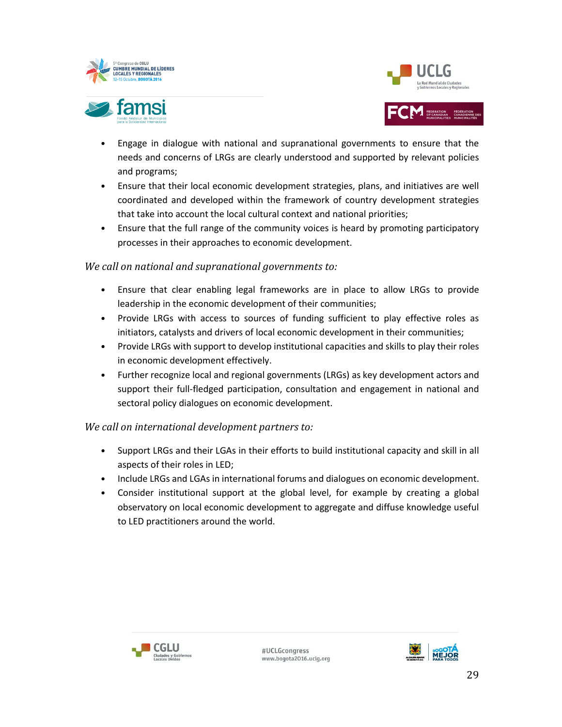- Engage in dialogue with national and supranational governments to ensure that the needs and concerns of LRGs are clearly understood and supported by relevant policies and programs;
- Ensure that their local economic development strategies, plans, and initiatives are well coordinated and developed within the framework of country development strategies that take into account the local cultural context and national priorities;
- Ensure that the full range of the community voices is heard by promoting participatory processes in their approaches to economic development.

*We call on national and supranational governments to:*

- Ensure that clear enabling legal frameworks are in place to allow LRGs to provide leadership in the economic development of their communities;
- Provide LRGs with access to sources of funding sufficient to play effective roles as initiators, catalysts and drivers of local economic development in their communities;
- Provide LRGs with support to develop institutional capacities and skills to play their roles in economic development effectively.
- Further recognize local and regional governments (LRGs) as key development actors and support their full-fledged participation, consultation and engagement in national and sectoral policy dialogues on economic development.

*We call on international development partners to:*

- Support LRGs and their LGAs in their efforts to build institutional capacity and skill in all aspects of their roles in LED;
- Include LRGs and LGAs in international forums and dialogues on economic development.
- Consider institutional support at the global level, for example by creating a global observatory on local economic development to aggregate and diffuse knowledge useful to LED practitioners around the world.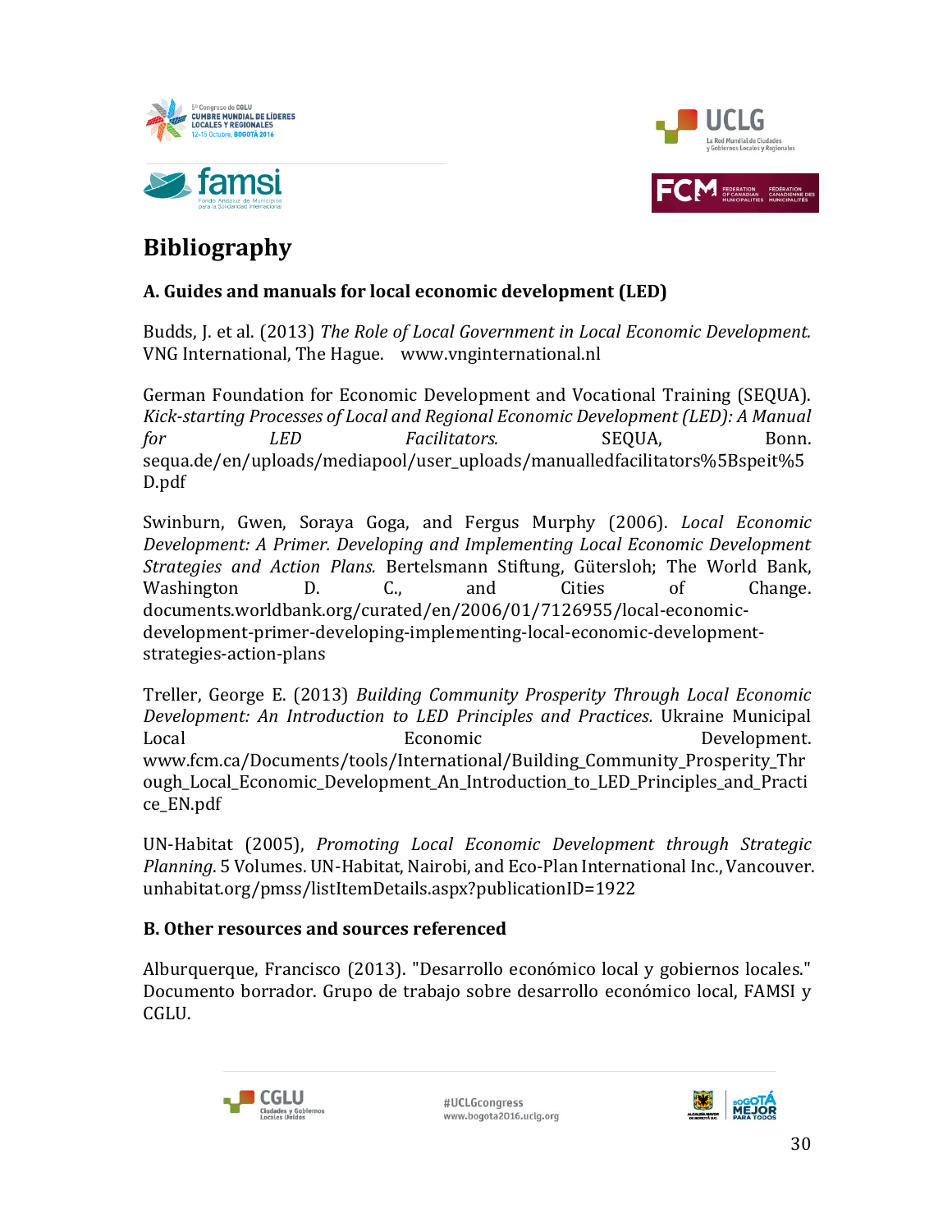# Bibliography

### A. Guides and manuals for local economic development (LED)

Budds, J. et al. (2013) *The Role of Local Government in Local Economic Development.* VNG International, The Hague. www.vnginternational.nl

German Foundation for Economic Development and Vocational Training (SEQUA). *Kick-starting Processes of Local and Regional Economic Development (LED): A Manual for LED Facilitators.* SEQUA, Bonn. sequa.de/en/uploads/mediapool/user_uploads/manualledfacilitators%5Bspeit%5D.pdf

Swinburn, Gwen, Soraya Goga, and Fergus Murphy (2006). *Local Economic Development: A Primer. Developing and Implementing Local Economic Development Strategies and Action Plans.* Bertelsmann Stiftung, Gütersloh; The World Bank, Washington D. C., and Cities of Change. documents.worldbank.org/curated/en/2006/01/7126955/local-economic-development-primer-developing-implementing-local-economic-development-strategies-action-plans

Treller, George E. (2013) *Building Community Prosperity Through Local Economic Development: An Introduction to LED Principles and Practices.* Ukraine Municipal Local Economic Development. www.fcm.ca/Documents/tools/International/Building_Community_Prosperity_Through_Local_Economic_Development_An_Introduction_to_LED_Principles_and_Practice_EN.pdf

UN-Habitat (2005), *Promoting Local Economic Development through Strategic Planning*. 5 Volumes. UN-Habitat, Nairobi, and Eco-Plan International Inc., Vancouver. unhabitat.org/pmss/listItemDetails.aspx?publicationID=1922

### B. Other resources and sources referenced

Alburquerque, Francisco (2013). "Desarrollo económico local y gobiernos locales." Documento borrador. Grupo de trabajo sobre desarrollo económico local, FAMSI y CGLU.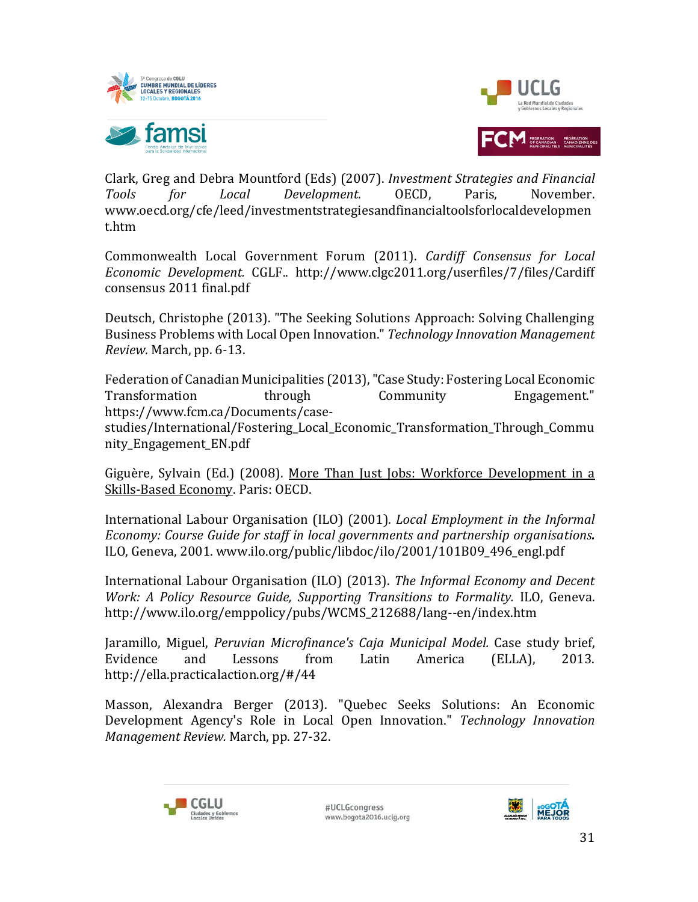Clark, Greg and Debra Mountford (Eds) (2007). *Investment Strategies and Financial Tools for Local Development.* OECD, Paris, November. www.oecd.org/cfe/leed/investmentstrategiesandfinancialtoolsforlocaldevelopment.htm

Commonwealth Local Government Forum (2011). *Cardiff Consensus for Local Economic Development.* CGLF.. http://www.clgc2011.org/userfiles/7/files/Cardiff consensus 2011 final.pdf

Deutsch, Christophe (2013). "The Seeking Solutions Approach: Solving Challenging Business Problems with Local Open Innovation." *Technology Innovation Management Review.* March, pp. 6-13.

Federation of Canadian Municipalities (2013), "Case Study: Fostering Local Economic Transformation through Community Engagement." https://www.fcm.ca/Documents/case-studies/International/Fostering_Local_Economic_Transformation_Through_Community_Engagement_EN.pdf

Giguère, Sylvain (Ed.) (2008). More Than Just Jobs: Workforce Development in a Skills-Based Economy. Paris: OECD.

International Labour Organisation (ILO) (2001). *Local Employment in the Informal Economy: Course Guide for staff in local governments and partnership organisations.* ILO, Geneva, 2001. www.ilo.org/public/libdoc/ilo/2001/101B09_496_engl.pdf

International Labour Organisation (ILO) (2013). *The Informal Economy and Decent Work: A Policy Resource Guide, Supporting Transitions to Formality.* ILO, Geneva. http://www.ilo.org/emppolicy/pubs/WCMS_212688/lang--en/index.htm

Jaramillo, Miguel, *Peruvian Microfinance's Caja Municipal Model.* Case study brief, Evidence and Lessons from Latin America (ELLA), 2013. http://ella.practicalaction.org/#/44

Masson, Alexandra Berger (2013). "Quebec Seeks Solutions: An Economic Development Agency's Role in Local Open Innovation." *Technology Innovation Management Review.* March, pp. 27-32.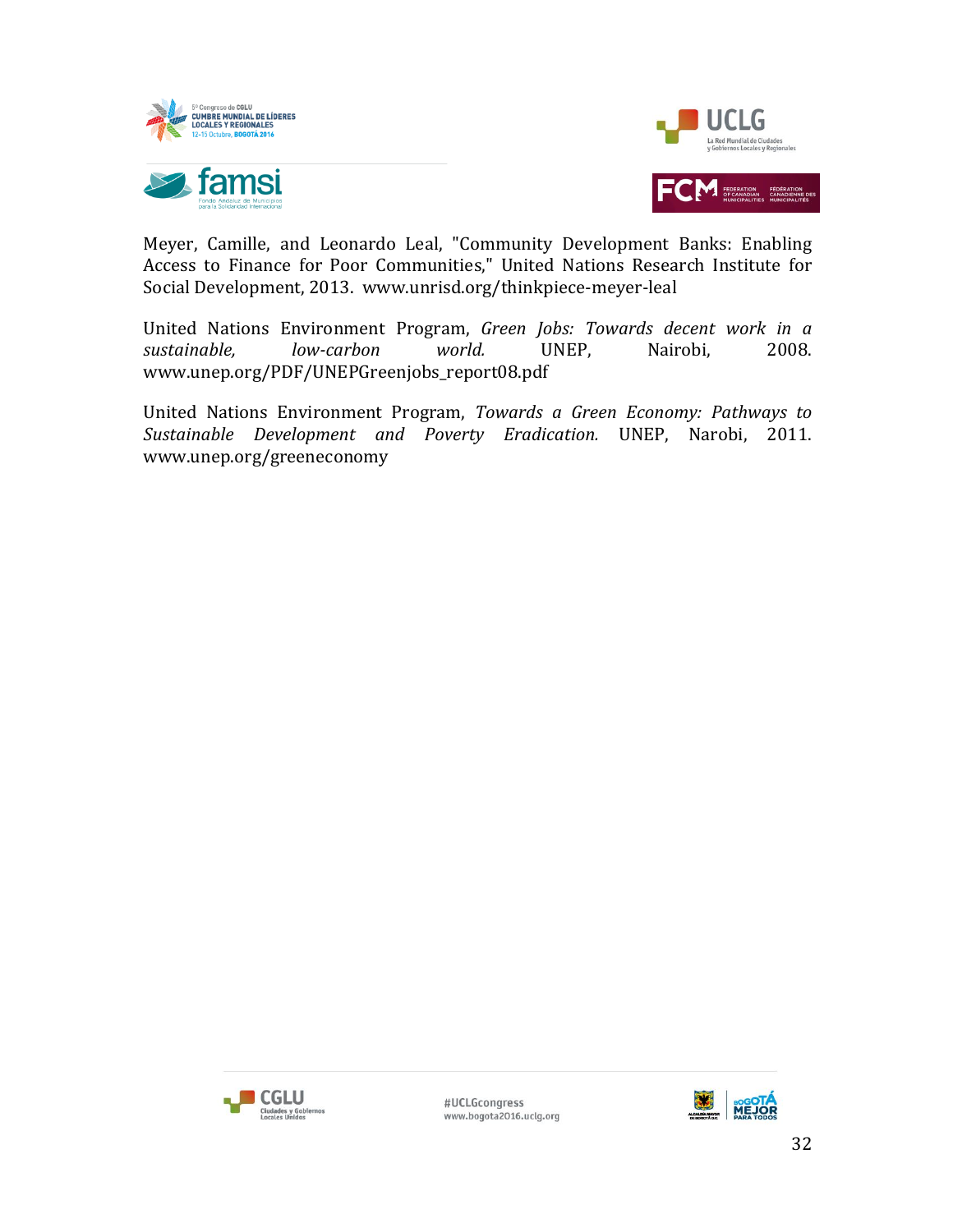Meyer, Camille, and Leonardo Leal, "Community Development Banks: Enabling Access to Finance for Poor Communities," United Nations Research Institute for Social Development, 2013. www.unrisd.org/thinkpiece-meyer-leal

United Nations Environment Program, *Green Jobs: Towards decent work in a sustainable, low-carbon world.* UNEP, Nairobi, 2008. www.unep.org/PDF/UNEPGreenjobs_report08.pdf

United Nations Environment Program, *Towards a Green Economy: Pathways to Sustainable Development and Poverty Eradication.* UNEP, Narobi, 2011. www.unep.org/greeneconomy